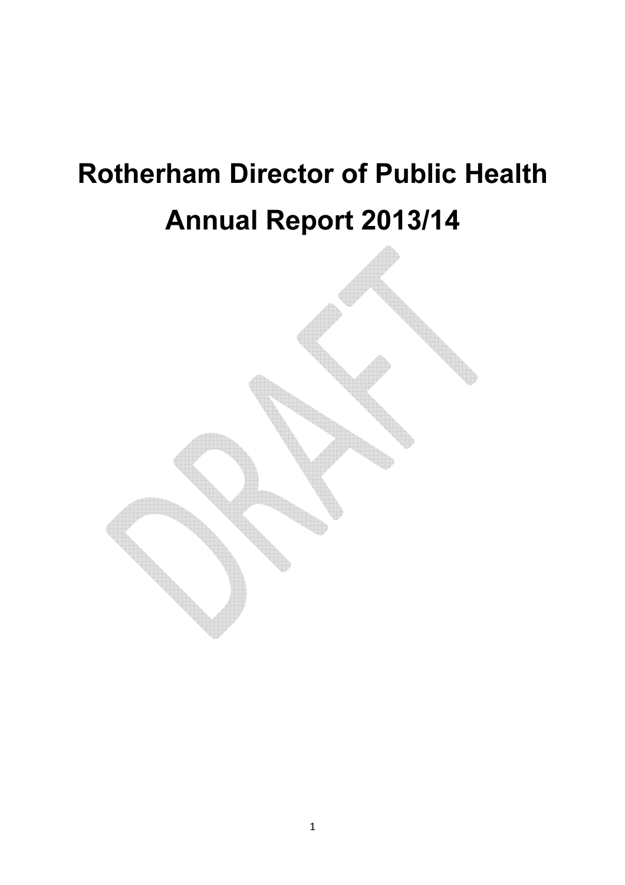# Rotherham Director of Public Health Annual Report 2013/14

DRAFT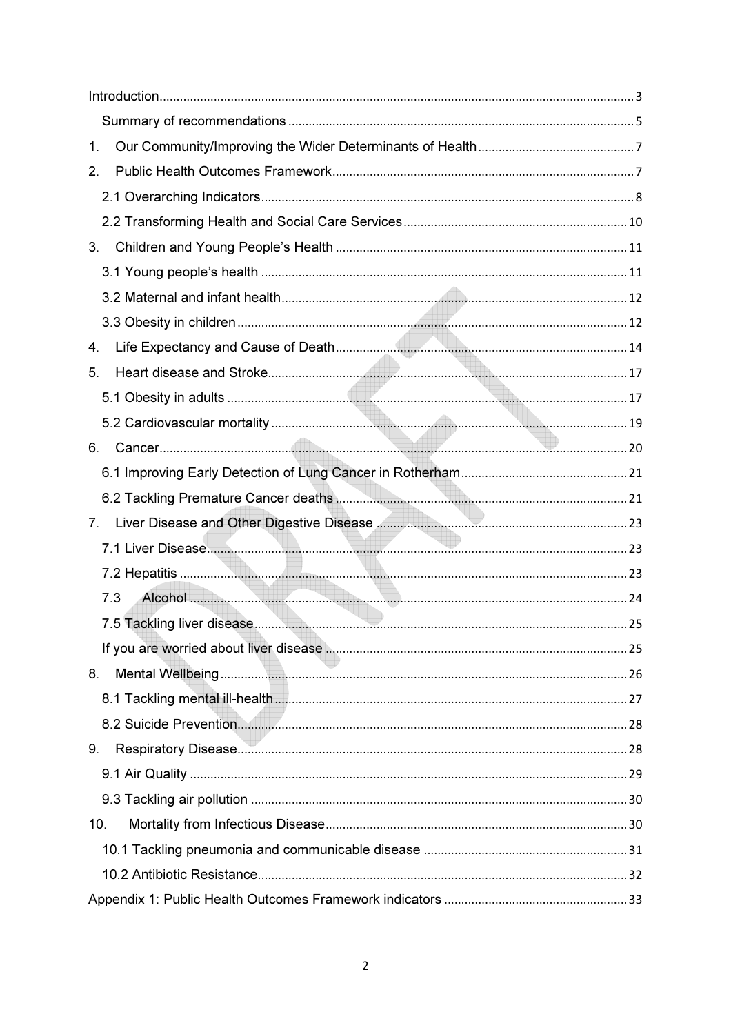Introduction ........................................................................................................................ 3

Summary of recommendations ..................................................................................... 5

1. Our Community/Improving the Wider Determinants of Health ............................................. 7

2. Public Health Outcomes Framework ........................................................................ 7

2.1 Overarching Indicators ............................................................................................ 8

2.2 Transforming Health and Social Care Services ................................................................ 10

3. Children and Young People's Health ..................................................................... 11

3.1 Young people's health ........................................................................................... 11

3.2 Maternal and infant health ..................................................................................... 12

3.3 Obesity in children ................................................................................................ 12

4. Life Expectancy and Cause of Death ..................................................................... 14

5. Heart disease and Stroke ........................................................................................ 17

5.1 Obesity in adults ..................................................................................................... 17

5.2 Cardiovascular mortality ........................................................................................ 19

6. Cancer ........................................................................................................................ 20

6.1 Improving Early Detection of Lung Cancer in Rotherham ................................................ 21

6.2 Tackling Premature Cancer deaths ..................................................................... 21

7. Liver Disease and Other Digestive Disease ........................................................ 23

7.1 Liver Disease .......................................................................................................... 23

7.2 Hepatitis .................................................................................................................. 23

7.3 Alcohol .................................................................................................................. 24

7.5 Tackling liver disease ............................................................................................ 25

If you are worried about liver disease ....................................................................... 25

8. Mental Wellbeing ...................................................................................................... 26

8.1 Tackling mental ill-health ....................................................................................... 27

8.2 Suicide Prevention ................................................................................................. 28

9. Respiratory Disease ................................................................................................. 28

9.1 Air Quality ............................................................................................................... 29

9.3 Tackling air pollution ............................................................................................. 30

10. Mortality from Infectious Disease ........................................................................ 30

10.1 Tackling pneumonia and communicable disease ........................................................... 31

10.2 Antibiotic Resistance ............................................................................................ 32

Appendix 1: Public Health Outcomes Framework indicators ..................................................... 33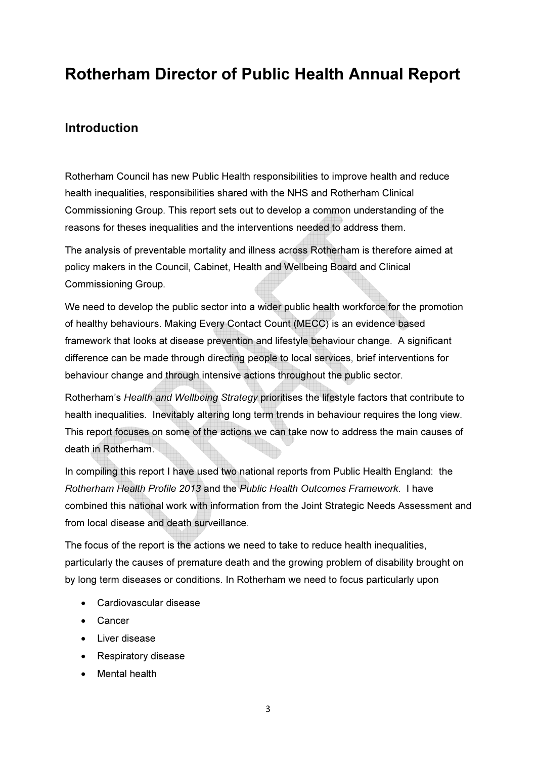# Rotherham Director of Public Health Annual Report

## Introduction

Rotherham Council has new Public Health responsibilities to improve health and reduce health inequalities, responsibilities shared with the NHS and Rotherham Clinical Commissioning Group. This report sets out to develop a common understanding of the reasons for theses inequalities and the interventions needed to address them.

The analysis of preventable mortality and illness across Rotherham is therefore aimed at policy makers in the Council, Cabinet, Health and Wellbeing Board and Clinical Commissioning Group.

We need to develop the public sector into a wider public health workforce for the promotion of healthy behaviours. Making Every Contact Count (MECC) is an evidence based framework that looks at disease prevention and lifestyle behaviour change. A significant difference can be made through directing people to local services, brief interventions for behaviour change and through intensive actions throughout the public sector.

Rotherham's *Health and Wellbeing Strategy* prioritises the lifestyle factors that contribute to health inequalities. Inevitably altering long term trends in behaviour requires the long view. This report focuses on some of the actions we can take now to address the main causes of death in Rotherham.

In compiling this report I have used two national reports from Public Health England: the *Rotherham Health Profile 2013* and the *Public Health Outcomes Framework*. I have combined this national work with information from the Joint Strategic Needs Assessment and from local disease and death surveillance.

The focus of the report is the actions we need to take to reduce health inequalities, particularly the causes of premature death and the growing problem of disability brought on by long term diseases or conditions. In Rotherham we need to focus particularly upon

- Cardiovascular disease
- Cancer
- Liver disease
- Respiratory disease
- Mental health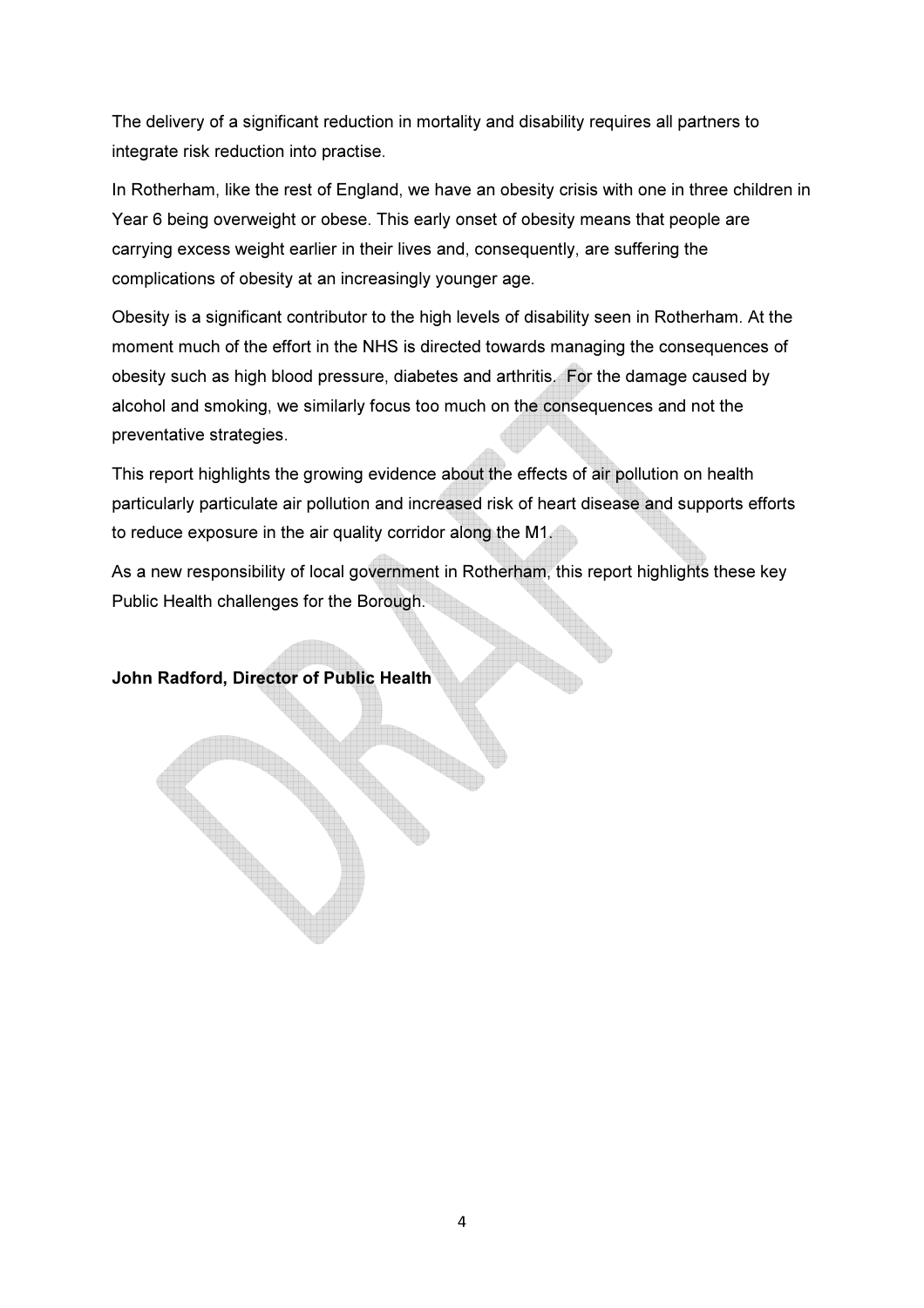The delivery of a significant reduction in mortality and disability requires all partners to integrate risk reduction into practise.

In Rotherham, like the rest of England, we have an obesity crisis with one in three children in Year 6 being overweight or obese. This early onset of obesity means that people are carrying excess weight earlier in their lives and, consequently, are suffering the complications of obesity at an increasingly younger age.

Obesity is a significant contributor to the high levels of disability seen in Rotherham. At the moment much of the effort in the NHS is directed towards managing the consequences of obesity such as high blood pressure, diabetes and arthritis. For the damage caused by alcohol and smoking, we similarly focus too much on the consequences and not the preventative strategies.

This report highlights the growing evidence about the effects of air pollution on health particularly particulate air pollution and increased risk of heart disease and supports efforts to reduce exposure in the air quality corridor along the M1.

As a new responsibility of local government in Rotherham, this report highlights these key Public Health challenges for the Borough.

**John Radford, Director of Public Health**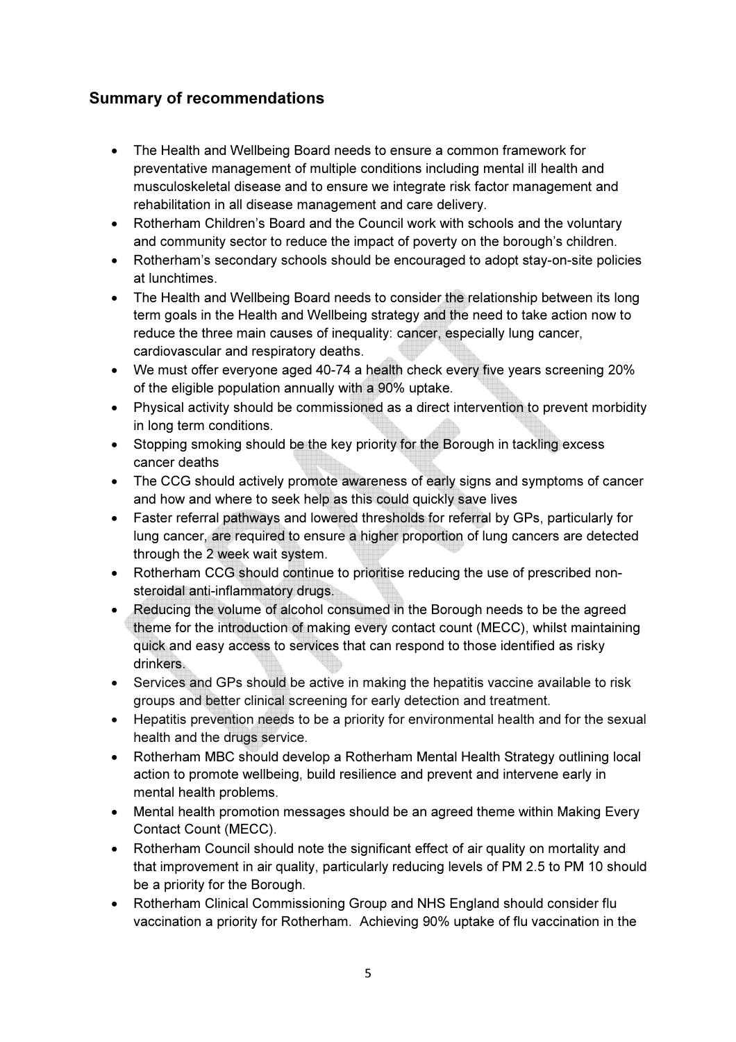## Summary of recommendations

- The Health and Wellbeing Board needs to ensure a common framework for preventative management of multiple conditions including mental ill health and musculoskeletal disease and to ensure we integrate risk factor management and rehabilitation in all disease management and care delivery.
- Rotherham Children's Board and the Council work with schools and the voluntary and community sector to reduce the impact of poverty on the borough's children.
- Rotherham's secondary schools should be encouraged to adopt stay-on-site policies at lunchtimes.
- The Health and Wellbeing Board needs to consider the relationship between its long term goals in the Health and Wellbeing strategy and the need to take action now to reduce the three main causes of inequality: cancer, especially lung cancer, cardiovascular and respiratory deaths.
- We must offer everyone aged 40-74 a health check every five years screening 20% of the eligible population annually with a 90% uptake.
- Physical activity should be commissioned as a direct intervention to prevent morbidity in long term conditions.
- Stopping smoking should be the key priority for the Borough in tackling excess cancer deaths
- The CCG should actively promote awareness of early signs and symptoms of cancer and how and where to seek help as this could quickly save lives
- Faster referral pathways and lowered thresholds for referral by GPs, particularly for lung cancer, are required to ensure a higher proportion of lung cancers are detected through the 2 week wait system.
- Rotherham CCG should continue to prioritise reducing the use of prescribed non-steroidal anti-inflammatory drugs.
- Reducing the volume of alcohol consumed in the Borough needs to be the agreed theme for the introduction of making every contact count (MECC), whilst maintaining quick and easy access to services that can respond to those identified as risky drinkers.
- Services and GPs should be active in making the hepatitis vaccine available to risk groups and better clinical screening for early detection and treatment.
- Hepatitis prevention needs to be a priority for environmental health and for the sexual health and the drugs service.
- Rotherham MBC should develop a Rotherham Mental Health Strategy outlining local action to promote wellbeing, build resilience and prevent and intervene early in mental health problems.
- Mental health promotion messages should be an agreed theme within Making Every Contact Count (MECC).
- Rotherham Council should note the significant effect of air quality on mortality and that improvement in air quality, particularly reducing levels of PM 2.5 to PM 10 should be a priority for the Borough.
- Rotherham Clinical Commissioning Group and NHS England should consider flu vaccination a priority for Rotherham. Achieving 90% uptake of flu vaccination in the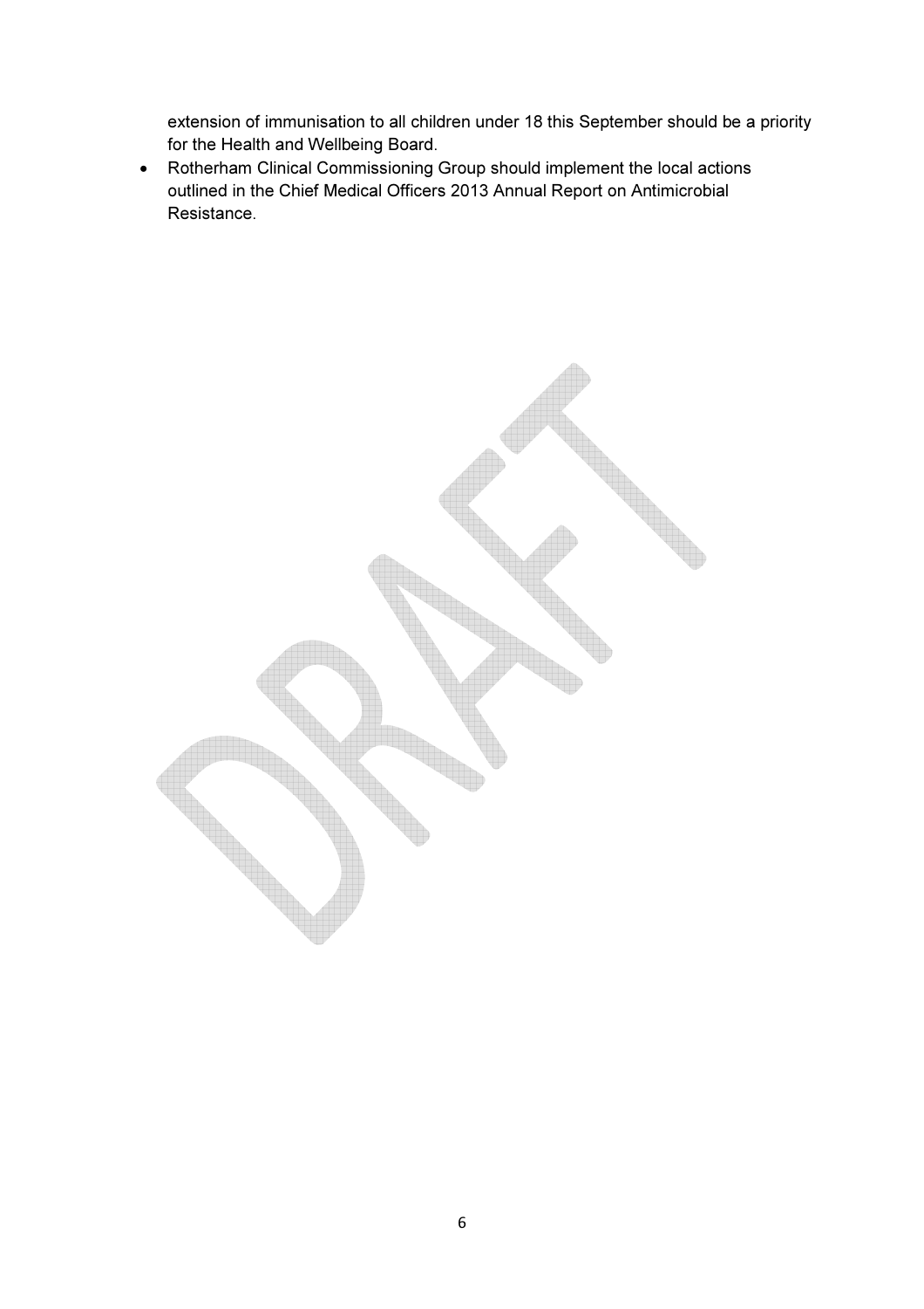extension of immunisation to all children under 18 this September should be a priority for the Health and Wellbeing Board.

- Rotherham Clinical Commissioning Group should implement the local actions outlined in the Chief Medical Officers 2013 Annual Report on Antimicrobial Resistance.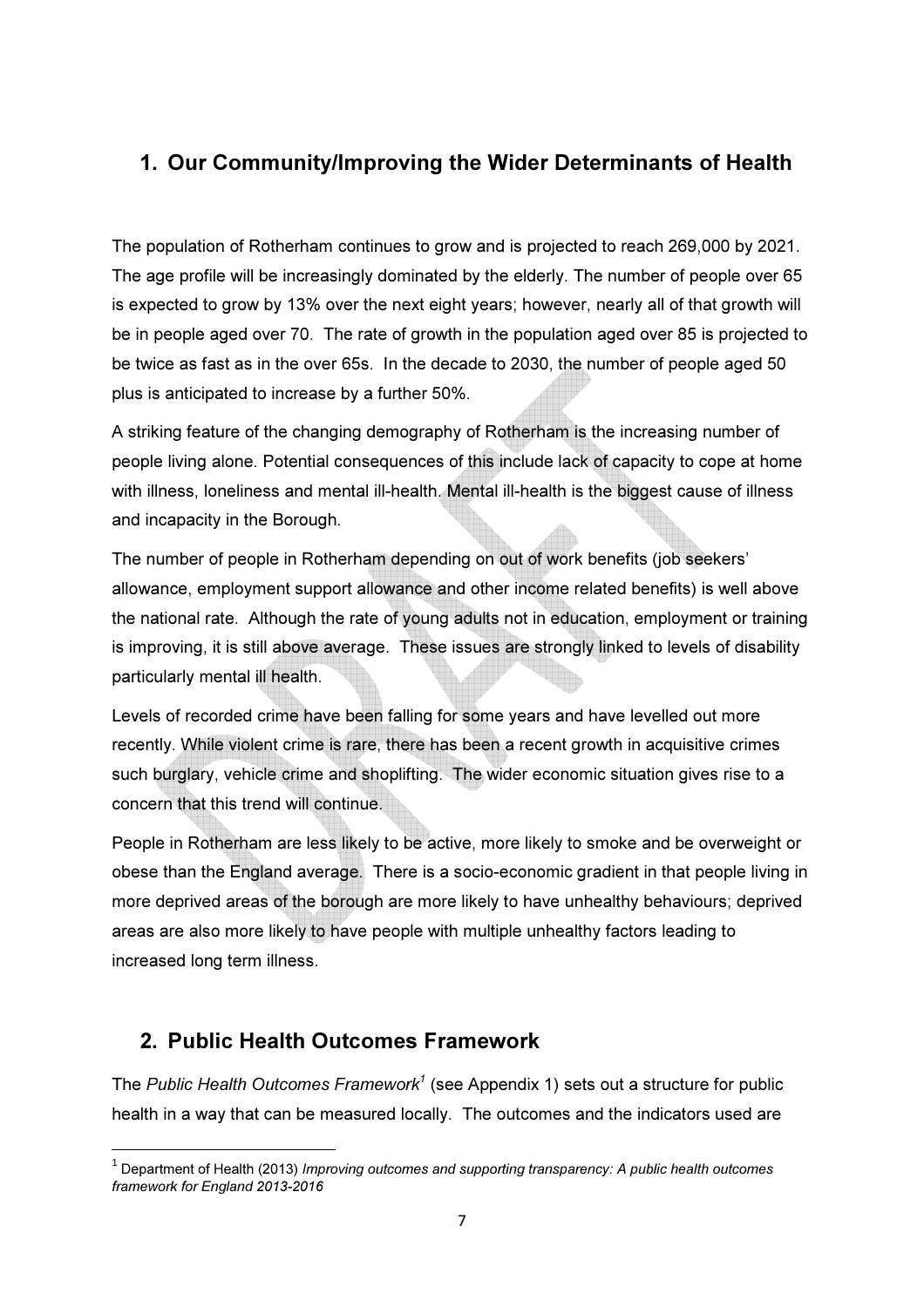## 1. Our Community/Improving the Wider Determinants of Health

The population of Rotherham continues to grow and is projected to reach 269,000 by 2021. The age profile will be increasingly dominated by the elderly. The number of people over 65 is expected to grow by 13% over the next eight years; however, nearly all of that growth will be in people aged over 70. The rate of growth in the population aged over 85 is projected to be twice as fast as in the over 65s. In the decade to 2030, the number of people aged 50 plus is anticipated to increase by a further 50%.

A striking feature of the changing demography of Rotherham is the increasing number of people living alone. Potential consequences of this include lack of capacity to cope at home with illness, loneliness and mental ill-health. Mental ill-health is the biggest cause of illness and incapacity in the Borough.

The number of people in Rotherham depending on out of work benefits (job seekers' allowance, employment support allowance and other income related benefits) is well above the national rate. Although the rate of young adults not in education, employment or training is improving, it is still above average. These issues are strongly linked to levels of disability particularly mental ill health.

Levels of recorded crime have been falling for some years and have levelled out more recently. While violent crime is rare, there has been a recent growth in acquisitive crimes such burglary, vehicle crime and shoplifting. The wider economic situation gives rise to a concern that this trend will continue.

People in Rotherham are less likely to be active, more likely to smoke and be overweight or obese than the England average. There is a socio-economic gradient in that people living in more deprived areas of the borough are more likely to have unhealthy behaviours; deprived areas are also more likely to have people with multiple unhealthy factors leading to increased long term illness.

## 2. Public Health Outcomes Framework

The *Public Health Outcomes Framework*[1] (see Appendix 1) sets out a structure for public health in a way that can be measured locally. The outcomes and the indicators used are

[1] Department of Health (2013) *Improving outcomes and supporting transparency: A public health outcomes framework for England 2013-2016*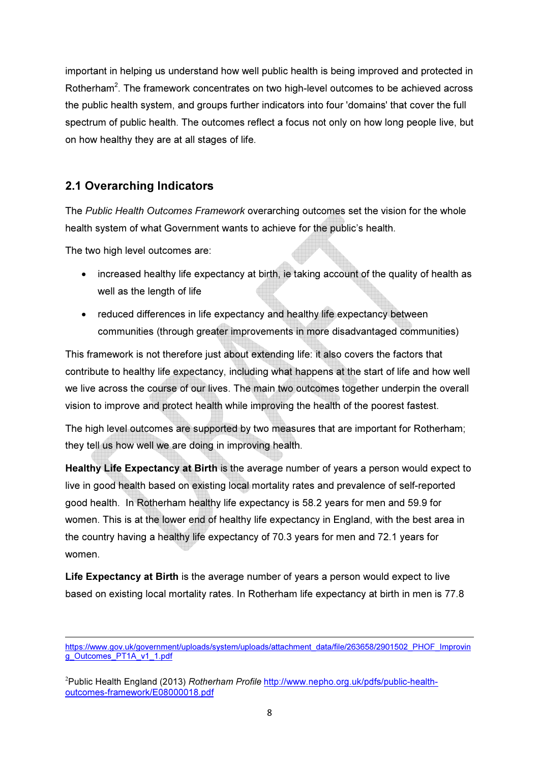important in helping us understand how well public health is being improved and protected in Rotherham[2]. The framework concentrates on two high-level outcomes to be achieved across the public health system, and groups further indicators into four 'domains' that cover the full spectrum of public health. The outcomes reflect a focus not only on how long people live, but on how healthy they are at all stages of life.

## 2.1 Overarching Indicators

The *Public Health Outcomes Framework* overarching outcomes set the vision for the whole health system of what Government wants to achieve for the public's health.

The two high level outcomes are:

- increased healthy life expectancy at birth, ie taking account of the quality of health as well as the length of life
- reduced differences in life expectancy and healthy life expectancy between communities (through greater improvements in more disadvantaged communities)

This framework is not therefore just about extending life: it also covers the factors that contribute to healthy life expectancy, including what happens at the start of life and how well we live across the course of our lives. The main two outcomes together underpin the overall vision to improve and protect health while improving the health of the poorest fastest.

The high level outcomes are supported by two measures that are important for Rotherham; they tell us how well we are doing in improving health.

**Healthy Life Expectancy at Birth** is the average number of years a person would expect to live in good health based on existing local mortality rates and prevalence of self-reported good health. In Rotherham healthy life expectancy is 58.2 years for men and 59.9 for women. This is at the lower end of healthy life expectancy in England, with the best area in the country having a healthy life expectancy of 70.3 years for men and 72.1 years for women.

**Life Expectancy at Birth** is the average number of years a person would expect to live based on existing local mortality rates. In Rotherham life expectancy at birth in men is 77.8

---

https://www.gov.uk/government/uploads/system/uploads/attachment_data/file/263658/2901502_PHOF_Improving_Outcomes_PT1A_v1_1.pdf

[2]Public Health England (2013) *Rotherham Profile* http://www.nepho.org.uk/pdfs/public-health-outcomes-framework/E08000018.pdf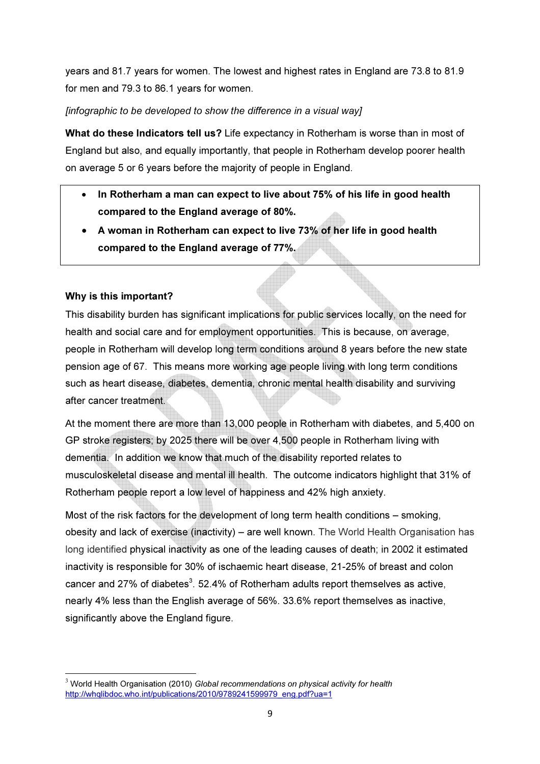years and 81.7 years for women. The lowest and highest rates in England are 73.8 to 81.9 for men and 79.3 to 86.1 years for women.

*[infographic to be developed to show the difference in a visual way]*

**What do these Indicators tell us?** Life expectancy in Rotherham is worse than in most of England but also, and equally importantly, that people in Rotherham develop poorer health on average 5 or 6 years before the majority of people in England.

- **In Rotherham a man can expect to live about 75% of his life in good health compared to the England average of 80%.**
- **A woman in Rotherham can expect to live 73% of her life in good health compared to the England average of 77%.**

**Why is this important?**

This disability burden has significant implications for public services locally, on the need for health and social care and for employment opportunities. This is because, on average, people in Rotherham will develop long term conditions around 8 years before the new state pension age of 67. This means more working age people living with long term conditions such as heart disease, diabetes, dementia, chronic mental health disability and surviving after cancer treatment.

At the moment there are more than 13,000 people in Rotherham with diabetes, and 5,400 on GP stroke registers; by 2025 there will be over 4,500 people in Rotherham living with dementia. In addition we know that much of the disability reported relates to musculoskeletal disease and mental ill health. The outcome indicators highlight that 31% of Rotherham people report a low level of happiness and 42% high anxiety.

Most of the risk factors for the development of long term health conditions – smoking, obesity and lack of exercise (inactivity) – are well known. The World Health Organisation has long identified physical inactivity as one of the leading causes of death; in 2002 it estimated inactivity is responsible for 30% of ischaemic heart disease, 21-25% of breast and colon cancer and 27% of diabetes[3]. 52.4% of Rotherham adults report themselves as active, nearly 4% less than the English average of 56%. 33.6% report themselves as inactive, significantly above the England figure.

[3] World Health Organisation (2010) *Global recommendations on physical activity for health* http://whqlibdoc.who.int/publications/2010/9789241599979_eng.pdf?ua=1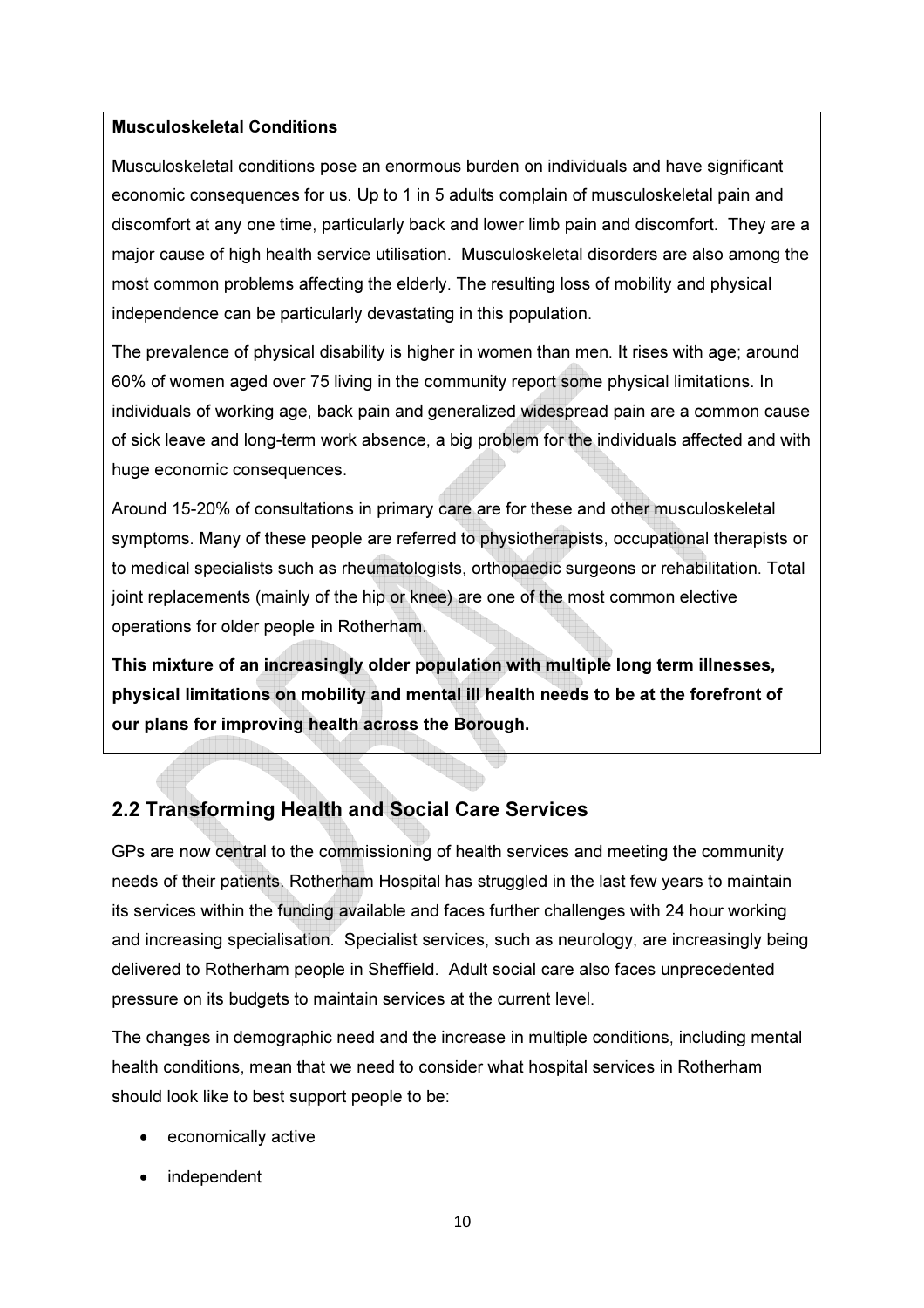**Musculoskeletal Conditions**

Musculoskeletal conditions pose an enormous burden on individuals and have significant economic consequences for us. Up to 1 in 5 adults complain of musculoskeletal pain and discomfort at any one time, particularly back and lower limb pain and discomfort. They are a major cause of high health service utilisation. Musculoskeletal disorders are also among the most common problems affecting the elderly. The resulting loss of mobility and physical independence can be particularly devastating in this population.

The prevalence of physical disability is higher in women than men. It rises with age; around 60% of women aged over 75 living in the community report some physical limitations. In individuals of working age, back pain and generalized widespread pain are a common cause of sick leave and long-term work absence, a big problem for the individuals affected and with huge economic consequences.

Around 15-20% of consultations in primary care are for these and other musculoskeletal symptoms. Many of these people are referred to physiotherapists, occupational therapists or to medical specialists such as rheumatologists, orthopaedic surgeons or rehabilitation. Total joint replacements (mainly of the hip or knee) are one of the most common elective operations for older people in Rotherham.

**This mixture of an increasingly older population with multiple long term illnesses, physical limitations on mobility and mental ill health needs to be at the forefront of our plans for improving health across the Borough.**

## 2.2 Transforming Health and Social Care Services

GPs are now central to the commissioning of health services and meeting the community needs of their patients. Rotherham Hospital has struggled in the last few years to maintain its services within the funding available and faces further challenges with 24 hour working and increasing specialisation. Specialist services, such as neurology, are increasingly being delivered to Rotherham people in Sheffield. Adult social care also faces unprecedented pressure on its budgets to maintain services at the current level.

The changes in demographic need and the increase in multiple conditions, including mental health conditions, mean that we need to consider what hospital services in Rotherham should look like to best support people to be:

- economically active
- independent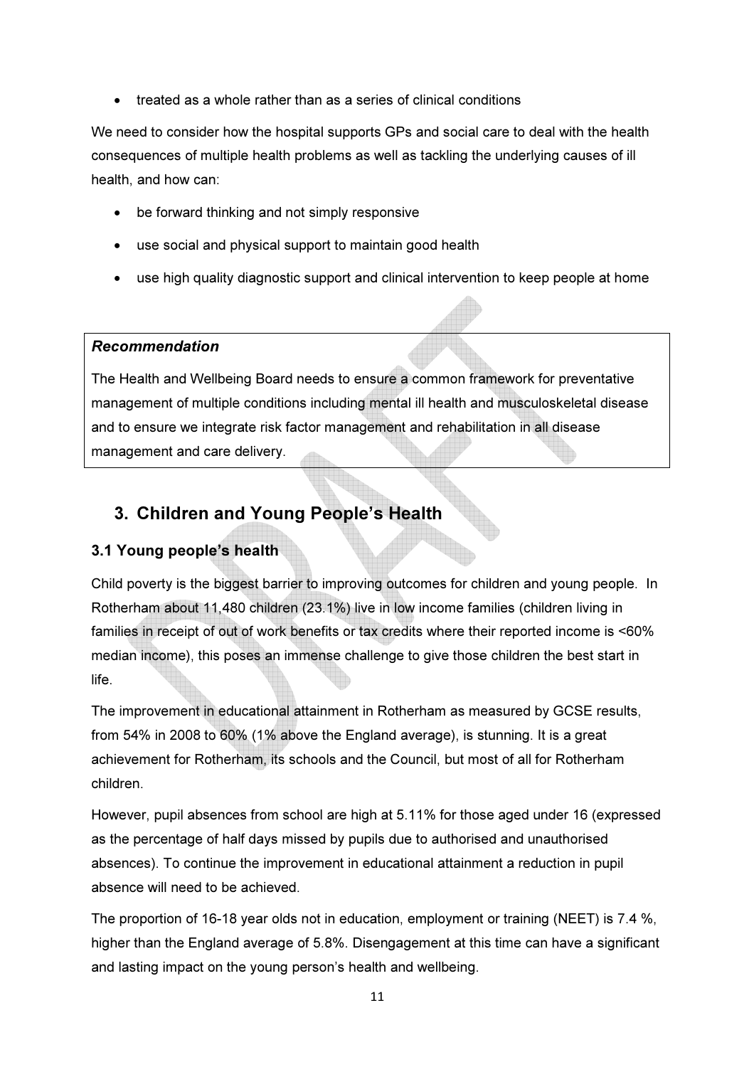- treated as a whole rather than as a series of clinical conditions

We need to consider how the hospital supports GPs and social care to deal with the health consequences of multiple health problems as well as tackling the underlying causes of ill health, and how can:

- be forward thinking and not simply responsive
- use social and physical support to maintain good health
- use high quality diagnostic support and clinical intervention to keep people at home

> ***Recommendation***
>
> The Health and Wellbeing Board needs to ensure a common framework for preventative management of multiple conditions including mental ill health and musculoskeletal disease and to ensure we integrate risk factor management and rehabilitation in all disease management and care delivery.

## 3. Children and Young People's Health

### 3.1 Young people's health

Child poverty is the biggest barrier to improving outcomes for children and young people. In Rotherham about 11,480 children (23.1%) live in low income families (children living in families in receipt of out of work benefits or tax credits where their reported income is <60% median income), this poses an immense challenge to give those children the best start in life.

The improvement in educational attainment in Rotherham as measured by GCSE results, from 54% in 2008 to 60% (1% above the England average), is stunning. It is a great achievement for Rotherham, its schools and the Council, but most of all for Rotherham children.

However, pupil absences from school are high at 5.11% for those aged under 16 (expressed as the percentage of half days missed by pupils due to authorised and unauthorised absences). To continue the improvement in educational attainment a reduction in pupil absence will need to be achieved.

The proportion of 16-18 year olds not in education, employment or training (NEET) is 7.4 %, higher than the England average of 5.8%. Disengagement at this time can have a significant and lasting impact on the young person's health and wellbeing.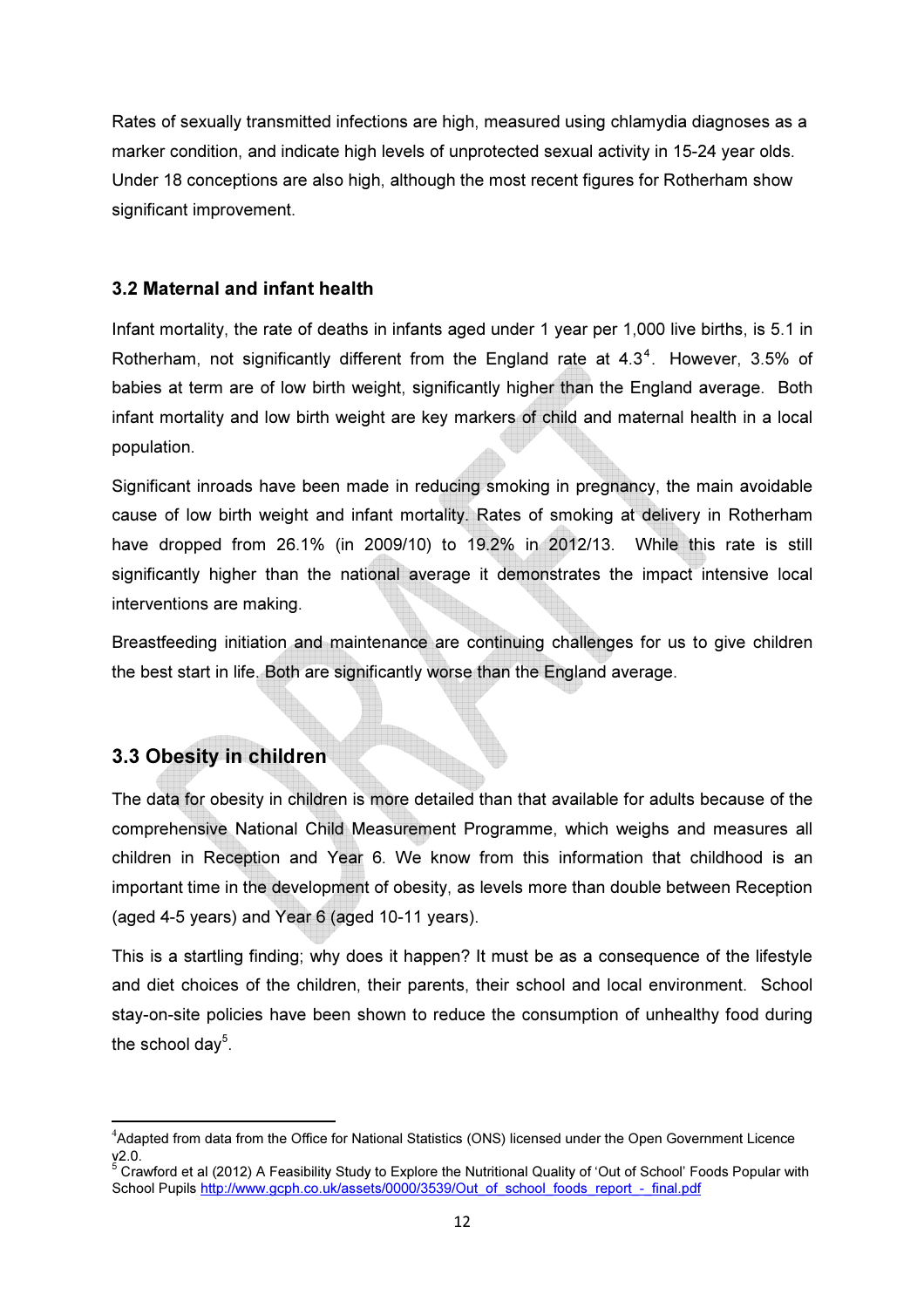Rates of sexually transmitted infections are high, measured using chlamydia diagnoses as a marker condition, and indicate high levels of unprotected sexual activity in 15-24 year olds. Under 18 conceptions are also high, although the most recent figures for Rotherham show significant improvement.

### 3.2 Maternal and infant health

Infant mortality, the rate of deaths in infants aged under 1 year per 1,000 live births, is 5.1 in Rotherham, not significantly different from the England rate at 4.3[4]. However, 3.5% of babies at term are of low birth weight, significantly higher than the England average. Both infant mortality and low birth weight are key markers of child and maternal health in a local population.

Significant inroads have been made in reducing smoking in pregnancy, the main avoidable cause of low birth weight and infant mortality. Rates of smoking at delivery in Rotherham have dropped from 26.1% (in 2009/10) to 19.2% in 2012/13. While this rate is still significantly higher than the national average it demonstrates the impact intensive local interventions are making.

Breastfeeding initiation and maintenance are continuing challenges for us to give children the best start in life. Both are significantly worse than the England average.

### 3.3 Obesity in children

The data for obesity in children is more detailed than that available for adults because of the comprehensive National Child Measurement Programme, which weighs and measures all children in Reception and Year 6. We know from this information that childhood is an important time in the development of obesity, as levels more than double between Reception (aged 4-5 years) and Year 6 (aged 10-11 years).

This is a startling finding; why does it happen? It must be as a consequence of the lifestyle and diet choices of the children, their parents, their school and local environment. School stay-on-site policies have been shown to reduce the consumption of unhealthy food during the school day[5].

---

[4] Adapted from data from the Office for National Statistics (ONS) licensed under the Open Government Licence v2.0.

[5] Crawford et al (2012) A Feasibility Study to Explore the Nutritional Quality of 'Out of School' Foods Popular with School Pupils http://www.gcph.co.uk/assets/0000/3539/Out_of_school_foods_report_-_final.pdf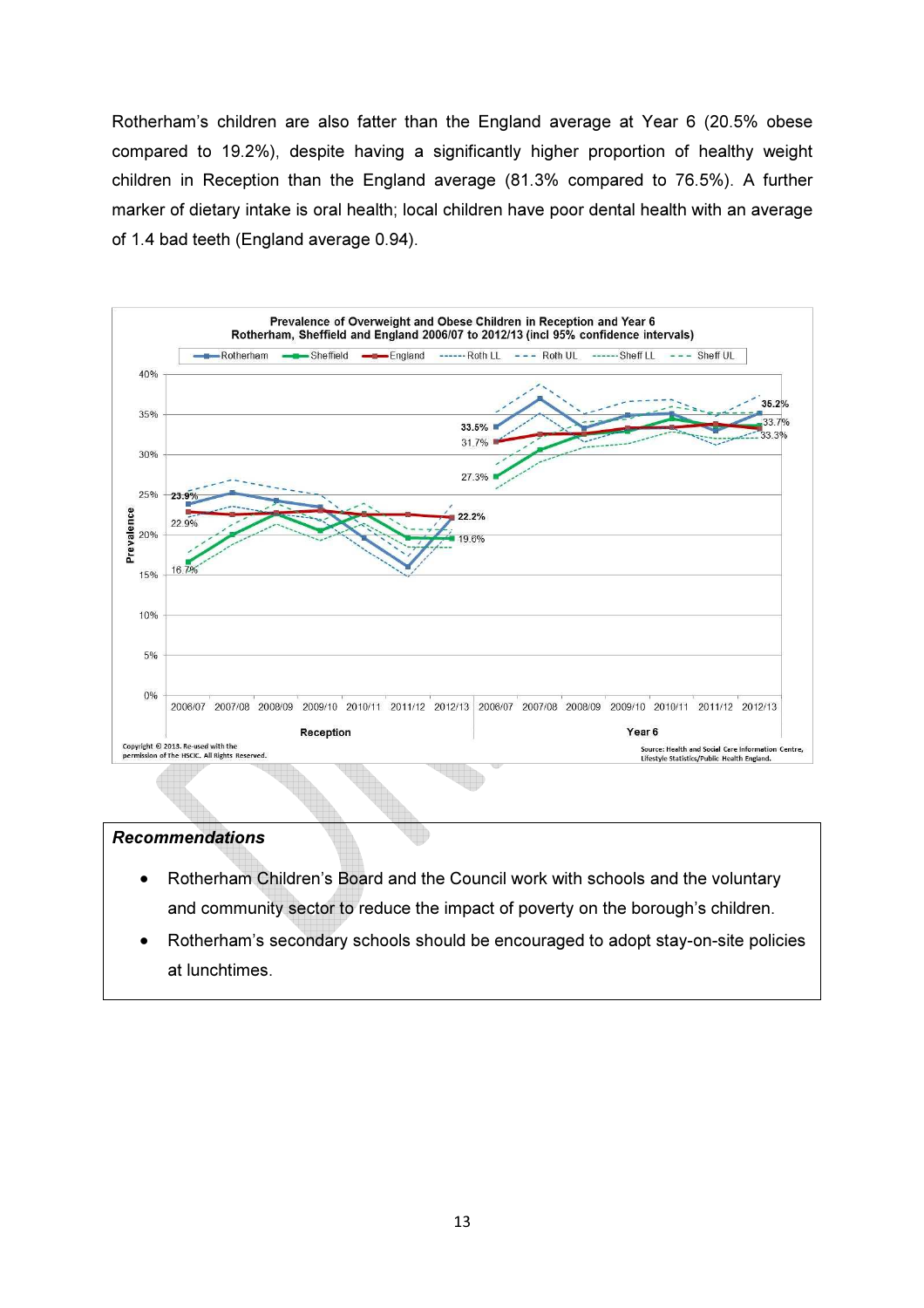Rotherham's children are also fatter than the England average at Year 6 (20.5% obese compared to 19.2%), despite having a significantly higher proportion of healthy weight children in Reception than the England average (81.3% compared to 76.5%). A further marker of dietary intake is oral health; local children have poor dental health with an average of 1.4 bad teeth (England average 0.94).

**Prevalence of Overweight and Obese Children in Reception and Year 6**
**Rotherham, Sheffield and England 2006/07 to 2012/13 (incl 95% confidence intervals)**

Copyright © 2013. Re-used with the permission of The HSCIC. All Rights Reserved.

Source: Health and Social Care Information Centre, Lifestyle Statistics/Public Health England.

> ***Recommendations***
>
> - Rotherham Children's Board and the Council work with schools and the voluntary and community sector to reduce the impact of poverty on the borough's children.
> - Rotherham's secondary schools should be encouraged to adopt stay-on-site policies at lunchtimes.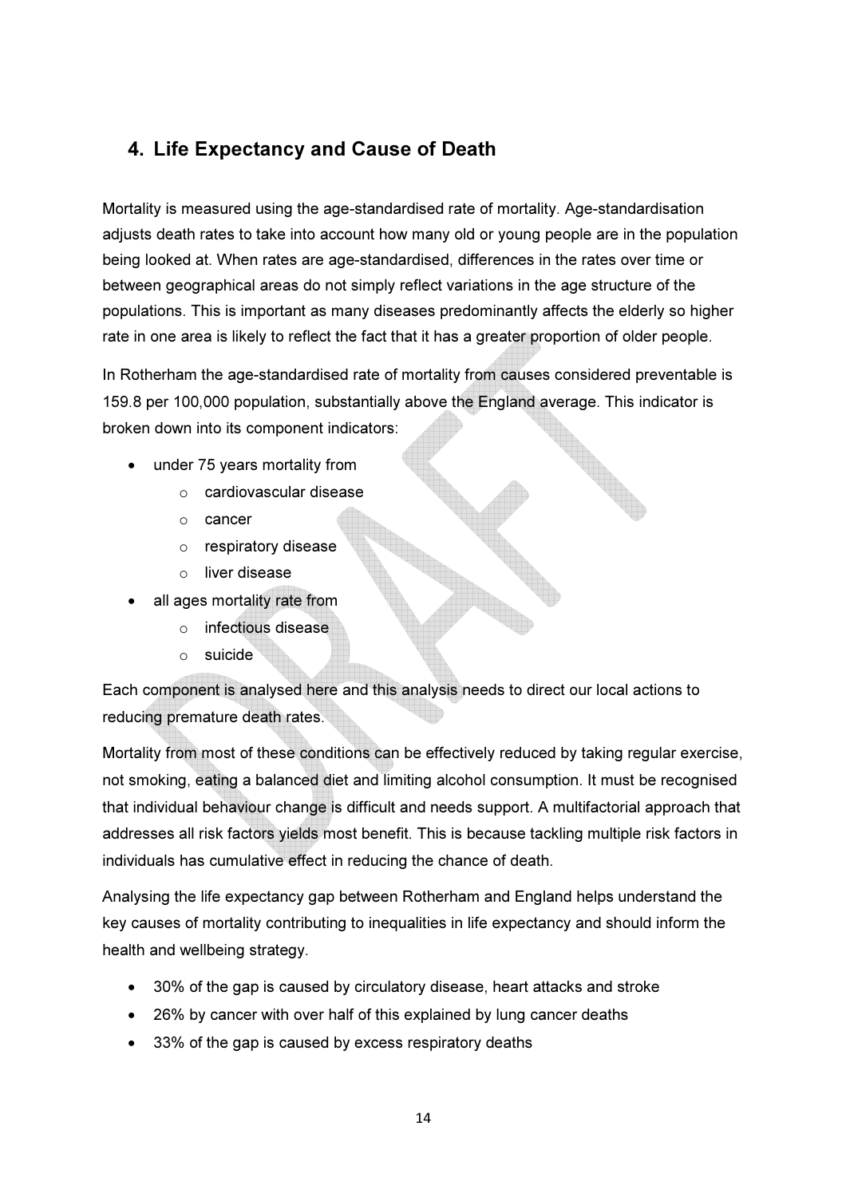## 4. Life Expectancy and Cause of Death

Mortality is measured using the age-standardised rate of mortality. Age-standardisation adjusts death rates to take into account how many old or young people are in the population being looked at. When rates are age-standardised, differences in the rates over time or between geographical areas do not simply reflect variations in the age structure of the populations. This is important as many diseases predominantly affects the elderly so higher rate in one area is likely to reflect the fact that it has a greater proportion of older people.

In Rotherham the age-standardised rate of mortality from causes considered preventable is 159.8 per 100,000 population, substantially above the England average. This indicator is broken down into its component indicators:

- under 75 years mortality from
  - cardiovascular disease
  - cancer
  - respiratory disease
  - liver disease
- all ages mortality rate from
  - infectious disease
  - suicide

Each component is analysed here and this analysis needs to direct our local actions to reducing premature death rates.

Mortality from most of these conditions can be effectively reduced by taking regular exercise, not smoking, eating a balanced diet and limiting alcohol consumption. It must be recognised that individual behaviour change is difficult and needs support. A multifactorial approach that addresses all risk factors yields most benefit. This is because tackling multiple risk factors in individuals has cumulative effect in reducing the chance of death.

Analysing the life expectancy gap between Rotherham and England helps understand the key causes of mortality contributing to inequalities in life expectancy and should inform the health and wellbeing strategy.

- 30% of the gap is caused by circulatory disease, heart attacks and stroke
- 26% by cancer with over half of this explained by lung cancer deaths
- 33% of the gap is caused by excess respiratory deaths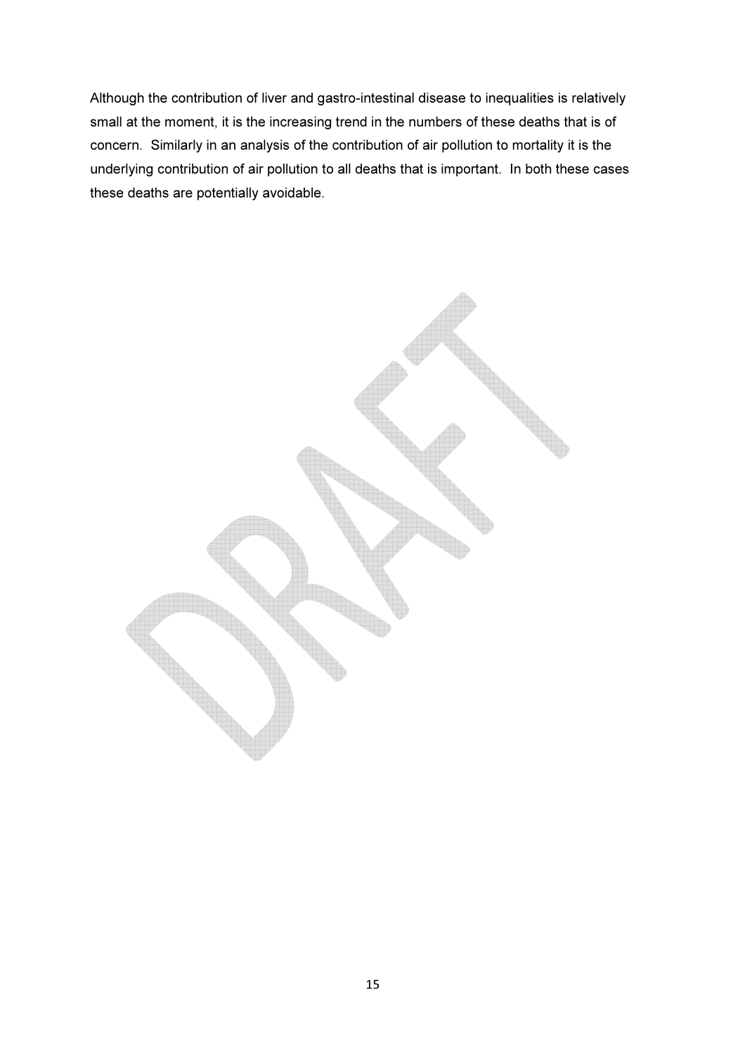Although the contribution of liver and gastro-intestinal disease to inequalities is relatively small at the moment, it is the increasing trend in the numbers of these deaths that is of concern. Similarly in an analysis of the contribution of air pollution to mortality it is the underlying contribution of air pollution to all deaths that is important. In both these cases these deaths are potentially avoidable.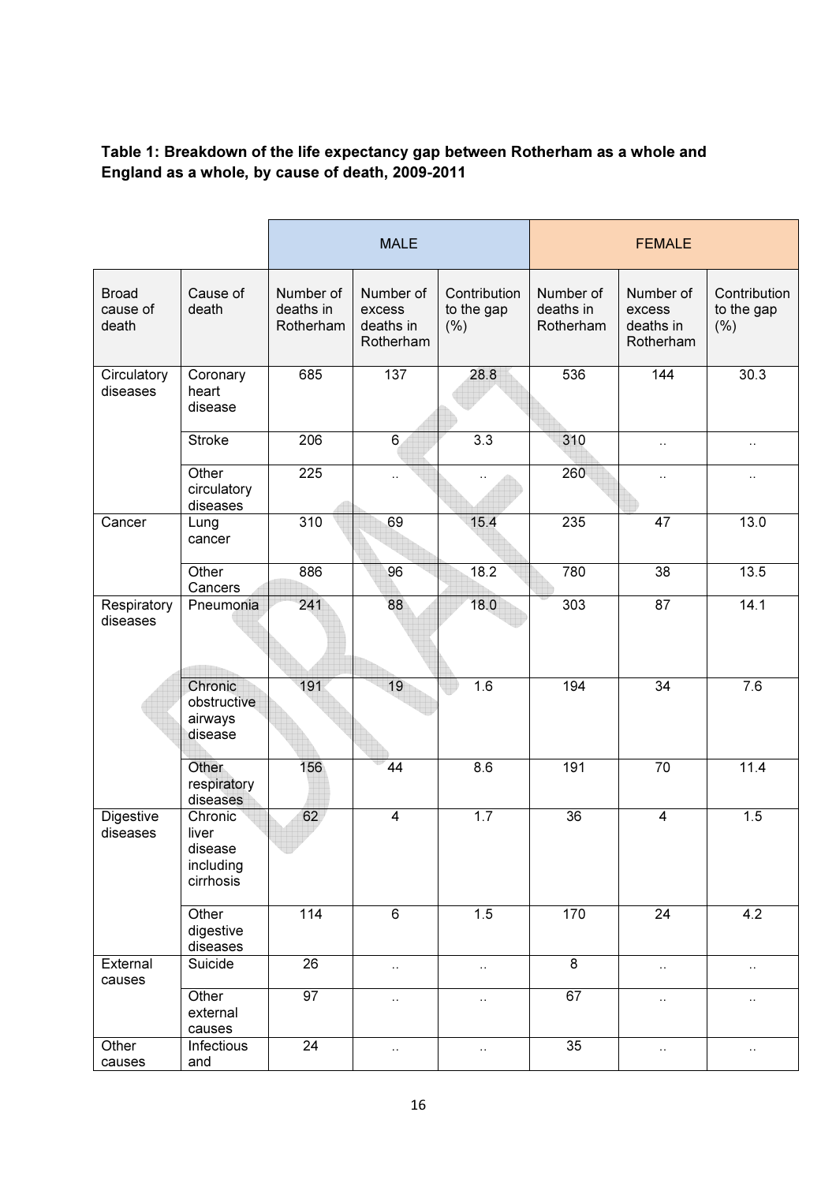**Table 1: Breakdown of the life expectancy gap between Rotherham as a whole and England as a whole, by cause of death, 2009-2011**

| | | MALE | | | FEMALE | | |
|---|---|---|---|---|---|---|---|
| Broad cause of death | Cause of death | Number of deaths in Rotherham | Number of excess deaths in Rotherham | Contribution to the gap (%) | Number of deaths in Rotherham | Number of excess deaths in Rotherham | Contribution to the gap (%) |
| Circulatory diseases | Coronary heart disease | 685 | 137 | 28.8 | 536 | 144 | 30.3 |
| | Stroke | 206 | 6 | 3.3 | 310 | .. | .. |
| | Other circulatory diseases | 225 | .. | .. | 260 | .. | .. |
| Cancer | Lung cancer | 310 | 69 | 15.4 | 235 | 47 | 13.0 |
| | Other Cancers | 886 | 96 | 18.2 | 780 | 38 | 13.5 |
| Respiratory diseases | Pneumonia | 241 | 88 | 18.0 | 303 | 87 | 14.1 |
| | Chronic obstructive airways disease | 191 | 19 | 1.6 | 194 | 34 | 7.6 |
| | Other respiratory diseases | 156 | 44 | 8.6 | 191 | 70 | 11.4 |
| Digestive diseases | Chronic liver disease including cirrhosis | 62 | 4 | 1.7 | 36 | 4 | 1.5 |
| | Other digestive diseases | 114 | 6 | 1.5 | 170 | 24 | 4.2 |
| External causes | Suicide | 26 | .. | .. | 8 | .. | .. |
| | Other external causes | 97 | .. | .. | 67 | .. | .. |
| Other causes | Infectious and | 24 | .. | .. | 35 | .. | .. |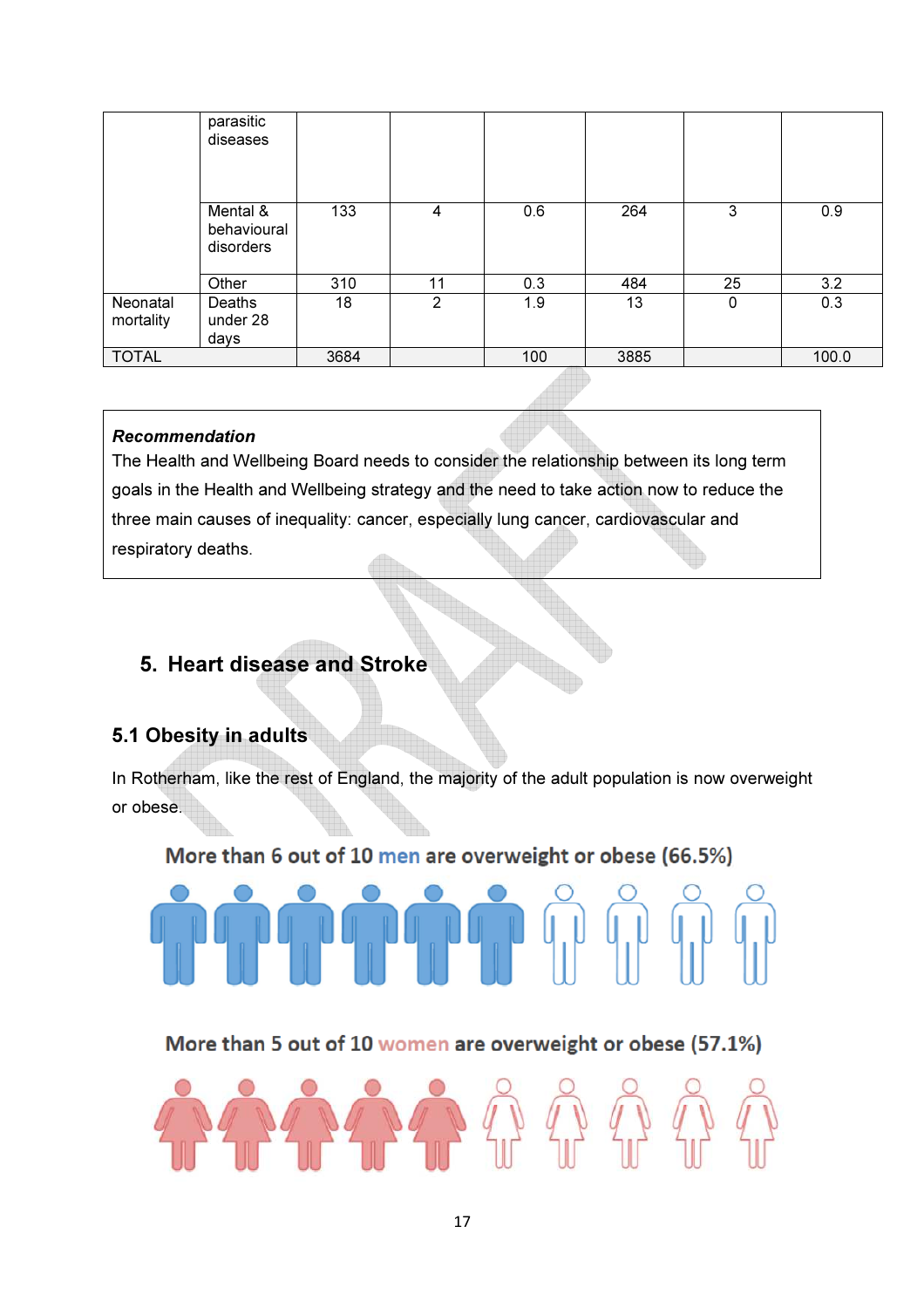| | | | | | | | |
|---|---|---|---|---|---|---|---|
| | parasitic diseases | | | | | | |
| | Mental & behavioural disorders | 133 | 4 | 0.6 | 264 | 3 | 0.9 |
| | Other | 310 | 11 | 0.3 | 484 | 25 | 3.2 |
| Neonatal mortality | Deaths under 28 days | 18 | 2 | 1.9 | 13 | 0 | 0.3 |
| TOTAL | | 3684 | | 100 | 3885 | | 100.0 |

> ***Recommendation***
>
> The Health and Wellbeing Board needs to consider the relationship between its long term goals in the Health and Wellbeing strategy and the need to take action now to reduce the three main causes of inequality: cancer, especially lung cancer, cardiovascular and respiratory deaths.

## 5. Heart disease and Stroke

### 5.1 Obesity in adults

In Rotherham, like the rest of England, the majority of the adult population is now overweight or obese.

**More than 6 out of 10 men are overweight or obese (66.5%)**

**More than 5 out of 10 women are overweight or obese (57.1%)**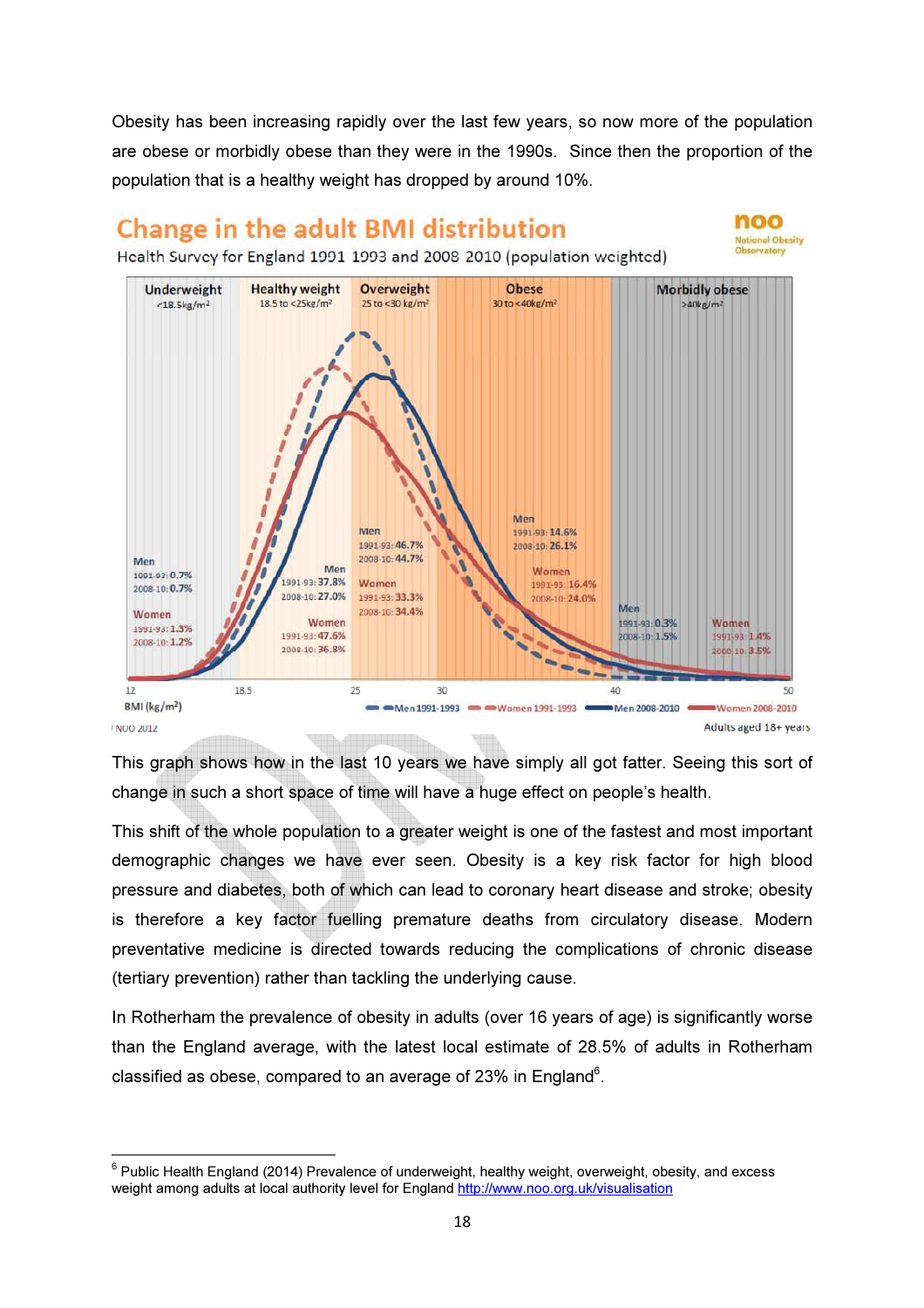Obesity has been increasing rapidly over the last few years, so now more of the population are obese or morbidly obese than they were in the 1990s. Since then the proportion of the population that is a healthy weight has dropped by around 10%.

**Change in the adult BMI distribution**

Health Survey for England 1991 1993 and 2008 2010 (population weighted)

| | Underweight <18.5kg/m² | Healthy weight 18.5 to <25kg/m² | Overweight 25 to <30 kg/m² | Obese 30 to <40kg/m² | Morbidly obese >40kg/m² |
|---|---|---|---|---|---|
| Men 1991-93 | 0.7% | 37.8% | 46.7% | 14.6% | 0.3% |
| Men 2008-10 | 0.7% | 27.0% | 44.7% | 26.1% | 1.5% |
| Women 1991-93 | 1.3% | 47.6% | 33.3% | 16.4% | 1.4% |
| Women 2008-10 | 1.2% | 36.8% | 34.4% | 24.0% | 3.5% |

BMI (kg/m²) — Men 1991-1993, Women 1991-1993, Men 2008-2010, Women 2008-2010

NOO 2012 — Adults aged 18+ years

This graph shows how in the last 10 years we have simply all got fatter. Seeing this sort of change in such a short space of time will have a huge effect on people's health.

This shift of the whole population to a greater weight is one of the fastest and most important demographic changes we have ever seen. Obesity is a key risk factor for high blood pressure and diabetes, both of which can lead to coronary heart disease and stroke; obesity is therefore a key factor fuelling premature deaths from circulatory disease. Modern preventative medicine is directed towards reducing the complications of chronic disease (tertiary prevention) rather than tackling the underlying cause.

In Rotherham the prevalence of obesity in adults (over 16 years of age) is significantly worse than the England average, with the latest local estimate of 28.5% of adults in Rotherham classified as obese, compared to an average of 23% in England[6].

---

[6] Public Health England (2014) Prevalence of underweight, healthy weight, overweight, obesity, and excess weight among adults at local authority level for England http://www.noo.org.uk/visualisation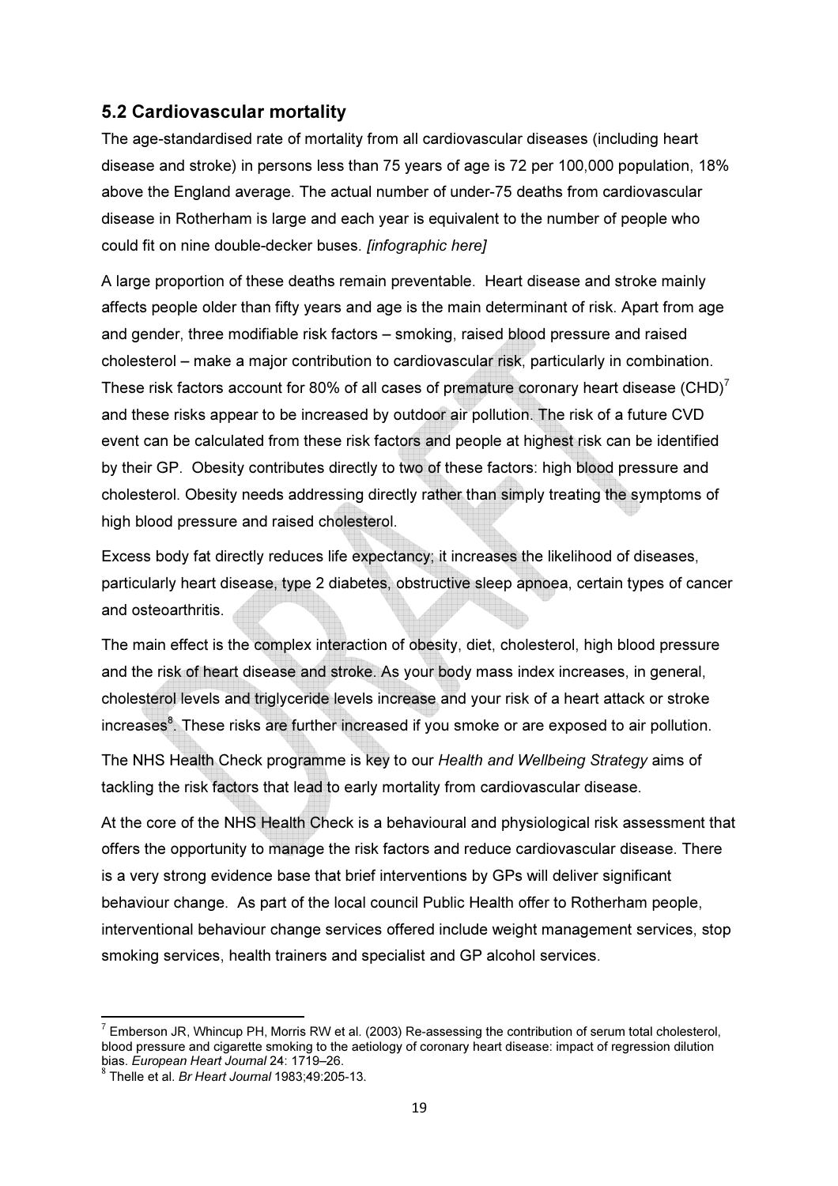## 5.2 Cardiovascular mortality

The age-standardised rate of mortality from all cardiovascular diseases (including heart disease and stroke) in persons less than 75 years of age is 72 per 100,000 population, 18% above the England average. The actual number of under-75 deaths from cardiovascular disease in Rotherham is large and each year is equivalent to the number of people who could fit on nine double-decker buses. *[infographic here]*

A large proportion of these deaths remain preventable. Heart disease and stroke mainly affects people older than fifty years and age is the main determinant of risk. Apart from age and gender, three modifiable risk factors – smoking, raised blood pressure and raised cholesterol – make a major contribution to cardiovascular risk, particularly in combination. These risk factors account for 80% of all cases of premature coronary heart disease (CHD)[7] and these risks appear to be increased by outdoor air pollution. The risk of a future CVD event can be calculated from these risk factors and people at highest risk can be identified by their GP. Obesity contributes directly to two of these factors: high blood pressure and cholesterol. Obesity needs addressing directly rather than simply treating the symptoms of high blood pressure and raised cholesterol.

Excess body fat directly reduces life expectancy; it increases the likelihood of diseases, particularly heart disease, type 2 diabetes, obstructive sleep apnoea, certain types of cancer and osteoarthritis.

The main effect is the complex interaction of obesity, diet, cholesterol, high blood pressure and the risk of heart disease and stroke. As your body mass index increases, in general, cholesterol levels and triglyceride levels increase and your risk of a heart attack or stroke increases[8]. These risks are further increased if you smoke or are exposed to air pollution.

The NHS Health Check programme is key to our *Health and Wellbeing Strategy* aims of tackling the risk factors that lead to early mortality from cardiovascular disease.

At the core of the NHS Health Check is a behavioural and physiological risk assessment that offers the opportunity to manage the risk factors and reduce cardiovascular disease. There is a very strong evidence base that brief interventions by GPs will deliver significant behaviour change. As part of the local council Public Health offer to Rotherham people, interventional behaviour change services offered include weight management services, stop smoking services, health trainers and specialist and GP alcohol services.

---

[7] Emberson JR, Whincup PH, Morris RW et al. (2003) Re-assessing the contribution of serum total cholesterol, blood pressure and cigarette smoking to the aetiology of coronary heart disease: impact of regression dilution bias. *European Heart Journal* 24: 1719–26.

[8] Thelle et al. *Br Heart Journal* 1983;49:205-13.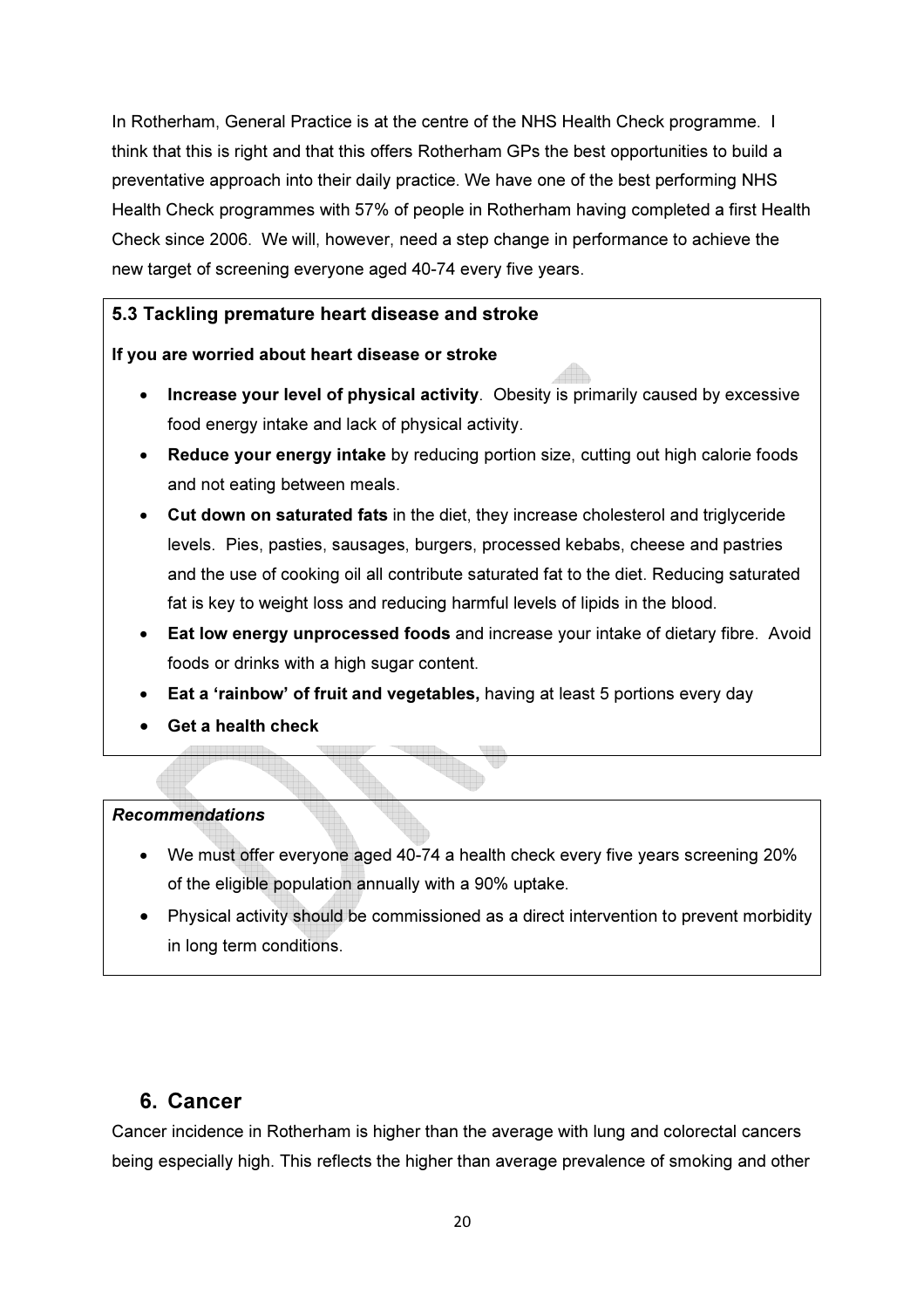In Rotherham, General Practice is at the centre of the NHS Health Check programme. I think that this is right and that this offers Rotherham GPs the best opportunities to build a preventative approach into their daily practice. We have one of the best performing NHS Health Check programmes with 57% of people in Rotherham having completed a first Health Check since 2006. We will, however, need a step change in performance to achieve the new target of screening everyone aged 40-74 every five years.

### 5.3 Tackling premature heart disease and stroke

**If you are worried about heart disease or stroke**

- **Increase your level of physical activity**. Obesity is primarily caused by excessive food energy intake and lack of physical activity.
- **Reduce your energy intake** by reducing portion size, cutting out high calorie foods and not eating between meals.
- **Cut down on saturated fats** in the diet, they increase cholesterol and triglyceride levels. Pies, pasties, sausages, burgers, processed kebabs, cheese and pastries and the use of cooking oil all contribute saturated fat to the diet. Reducing saturated fat is key to weight loss and reducing harmful levels of lipids in the blood.
- **Eat low energy unprocessed foods** and increase your intake of dietary fibre. Avoid foods or drinks with a high sugar content.
- **Eat a 'rainbow' of fruit and vegetables,** having at least 5 portions every day
- **Get a health check**

***Recommendations***

- We must offer everyone aged 40-74 a health check every five years screening 20% of the eligible population annually with a 90% uptake.
- Physical activity should be commissioned as a direct intervention to prevent morbidity in long term conditions.

## 6. Cancer

Cancer incidence in Rotherham is higher than the average with lung and colorectal cancers being especially high. This reflects the higher than average prevalence of smoking and other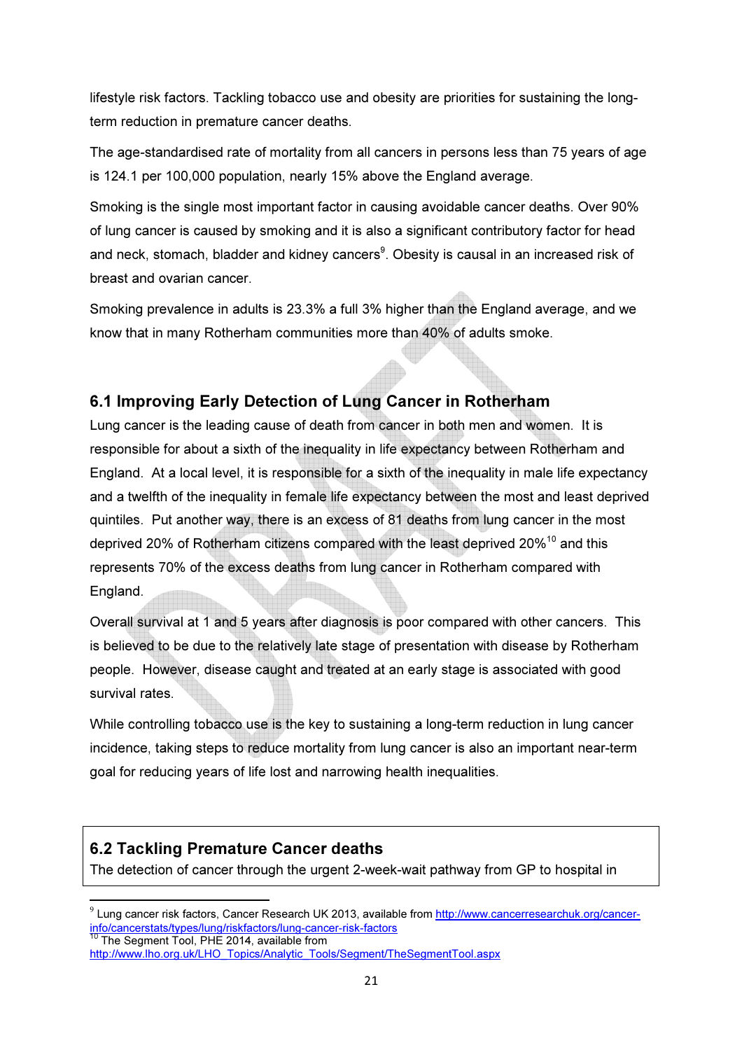lifestyle risk factors. Tackling tobacco use and obesity are priorities for sustaining the long-term reduction in premature cancer deaths.

The age-standardised rate of mortality from all cancers in persons less than 75 years of age is 124.1 per 100,000 population, nearly 15% above the England average.

Smoking is the single most important factor in causing avoidable cancer deaths. Over 90% of lung cancer is caused by smoking and it is also a significant contributory factor for head and neck, stomach, bladder and kidney cancers[9]. Obesity is causal in an increased risk of breast and ovarian cancer.

Smoking prevalence in adults is 23.3% a full 3% higher than the England average, and we know that in many Rotherham communities more than 40% of adults smoke.

## 6.1 Improving Early Detection of Lung Cancer in Rotherham

Lung cancer is the leading cause of death from cancer in both men and women. It is responsible for about a sixth of the inequality in life expectancy between Rotherham and England. At a local level, it is responsible for a sixth of the inequality in male life expectancy and a twelfth of the inequality in female life expectancy between the most and least deprived quintiles. Put another way, there is an excess of 81 deaths from lung cancer in the most deprived 20% of Rotherham citizens compared with the least deprived 20%[10] and this represents 70% of the excess deaths from lung cancer in Rotherham compared with England.

Overall survival at 1 and 5 years after diagnosis is poor compared with other cancers. This is believed to be due to the relatively late stage of presentation with disease by Rotherham people. However, disease caught and treated at an early stage is associated with good survival rates.

While controlling tobacco use is the key to sustaining a long-term reduction in lung cancer incidence, taking steps to reduce mortality from lung cancer is also an important near-term goal for reducing years of life lost and narrowing health inequalities.

## 6.2 Tackling Premature Cancer deaths

The detection of cancer through the urgent 2-week-wait pathway from GP to hospital in

[9] Lung cancer risk factors, Cancer Research UK 2013, available from http://www.cancerresearchuk.org/cancer-info/cancerstats/types/lung/riskfactors/lung-cancer-risk-factors

[10] The Segment Tool, PHE 2014, available from http://www.lho.org.uk/LHO_Topics/Analytic_Tools/Segment/TheSegmentTool.aspx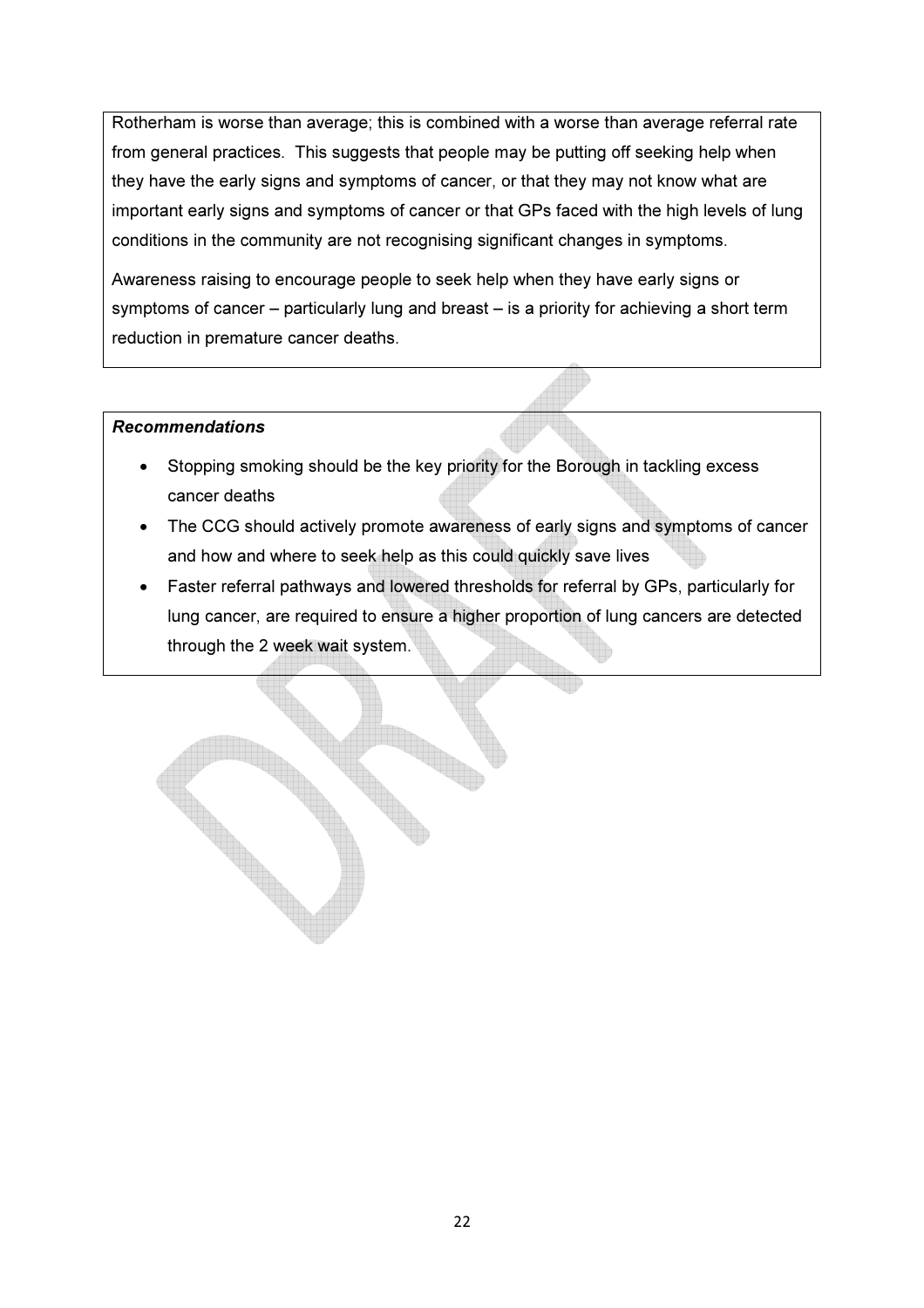Rotherham is worse than average; this is combined with a worse than average referral rate from general practices. This suggests that people may be putting off seeking help when they have the early signs and symptoms of cancer, or that they may not know what are important early signs and symptoms of cancer or that GPs faced with the high levels of lung conditions in the community are not recognising significant changes in symptoms.

Awareness raising to encourage people to seek help when they have early signs or symptoms of cancer – particularly lung and breast – is a priority for achieving a short term reduction in premature cancer deaths.

***Recommendations***

- Stopping smoking should be the key priority for the Borough in tackling excess cancer deaths
- The CCG should actively promote awareness of early signs and symptoms of cancer and how and where to seek help as this could quickly save lives
- Faster referral pathways and lowered thresholds for referral by GPs, particularly for lung cancer, are required to ensure a higher proportion of lung cancers are detected through the 2 week wait system.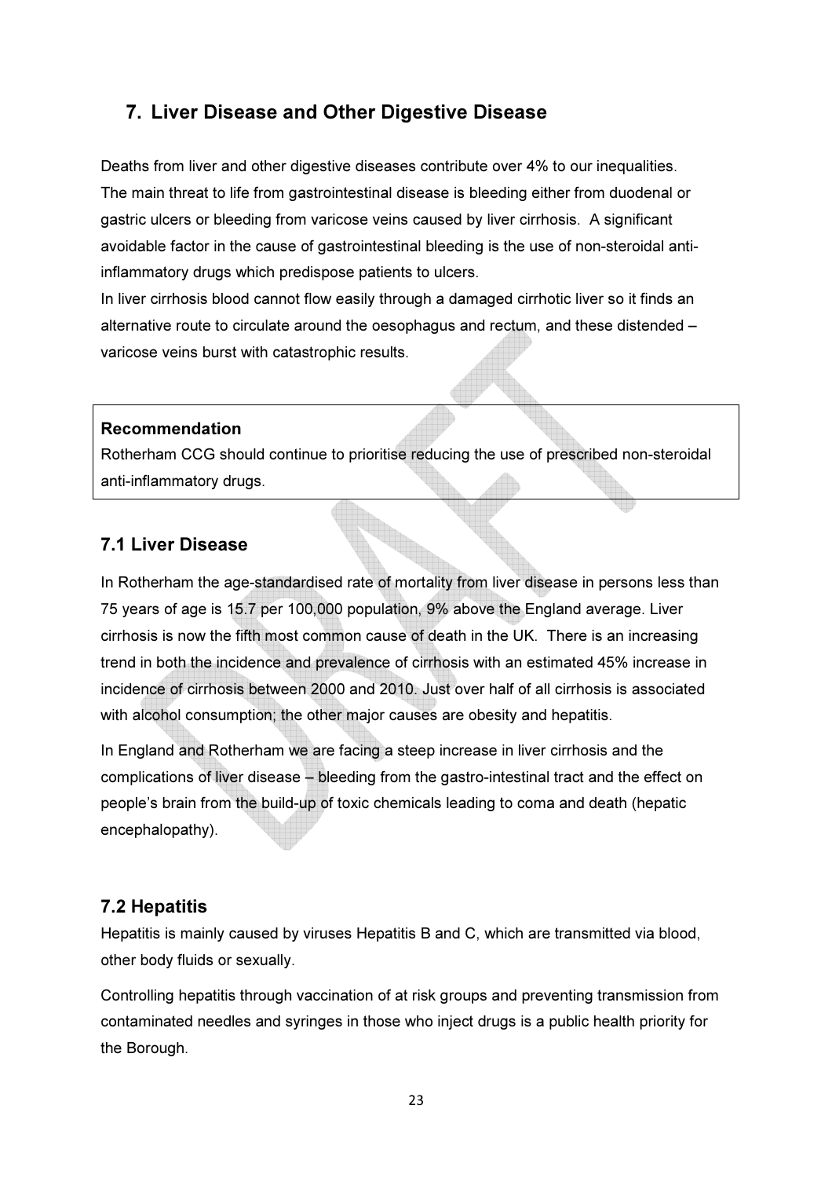## 7. Liver Disease and Other Digestive Disease

Deaths from liver and other digestive diseases contribute over 4% to our inequalities. The main threat to life from gastrointestinal disease is bleeding either from duodenal or gastric ulcers or bleeding from varicose veins caused by liver cirrhosis. A significant avoidable factor in the cause of gastrointestinal bleeding is the use of non-steroidal anti-inflammatory drugs which predispose patients to ulcers.

In liver cirrhosis blood cannot flow easily through a damaged cirrhotic liver so it finds an alternative route to circulate around the oesophagus and rectum, and these distended – varicose veins burst with catastrophic results.

> **Recommendation**
> Rotherham CCG should continue to prioritise reducing the use of prescribed non-steroidal anti-inflammatory drugs.

### 7.1 Liver Disease

In Rotherham the age-standardised rate of mortality from liver disease in persons less than 75 years of age is 15.7 per 100,000 population, 9% above the England average. Liver cirrhosis is now the fifth most common cause of death in the UK. There is an increasing trend in both the incidence and prevalence of cirrhosis with an estimated 45% increase in incidence of cirrhosis between 2000 and 2010. Just over half of all cirrhosis is associated with alcohol consumption; the other major causes are obesity and hepatitis.

In England and Rotherham we are facing a steep increase in liver cirrhosis and the complications of liver disease – bleeding from the gastro-intestinal tract and the effect on people's brain from the build-up of toxic chemicals leading to coma and death (hepatic encephalopathy).

### 7.2 Hepatitis

Hepatitis is mainly caused by viruses Hepatitis B and C, which are transmitted via blood, other body fluids or sexually.

Controlling hepatitis through vaccination of at risk groups and preventing transmission from contaminated needles and syringes in those who inject drugs is a public health priority for the Borough.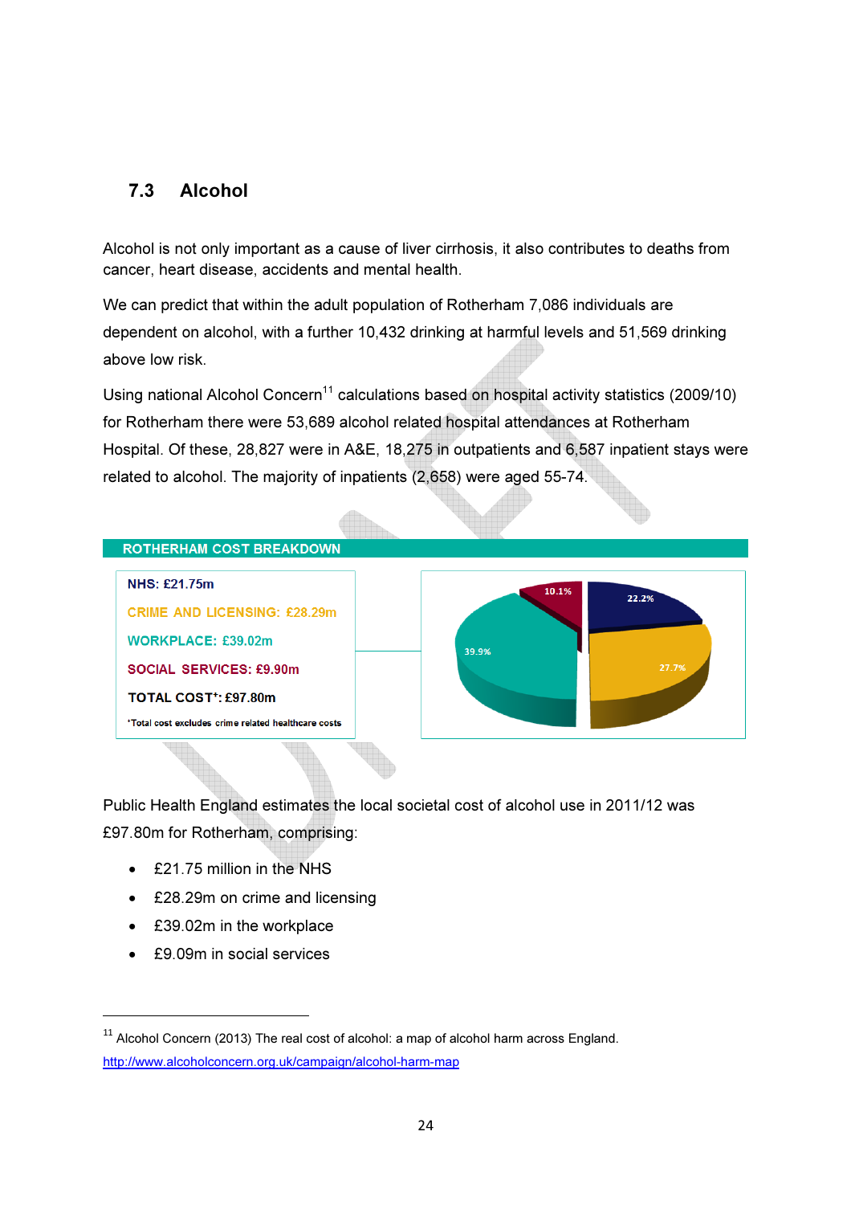## 7.3 Alcohol

Alcohol is not only important as a cause of liver cirrhosis, it also contributes to deaths from cancer, heart disease, accidents and mental health.

We can predict that within the adult population of Rotherham 7,086 individuals are dependent on alcohol, with a further 10,432 drinking at harmful levels and 51,569 drinking above low risk.

Using national Alcohol Concern[11] calculations based on hospital activity statistics (2009/10) for Rotherham there were 53,689 alcohol related hospital attendances at Rotherham Hospital. Of these, 28,827 were in A&E, 18,275 in outpatients and 6,587 inpatient stays were related to alcohol. The majority of inpatients (2,658) were aged 55-74.

**ROTHERHAM COST BREAKDOWN**

NHS: £21.75m

CRIME AND LICENSING: £28.29m

WORKPLACE: £39.02m

SOCIAL SERVICES: £9.90m

**TOTAL COST*: £97.80m**

*Total cost excludes crime related healthcare costs

10.1%

22.2%

39.9%

27.7%

Public Health England estimates the local societal cost of alcohol use in 2011/12 was £97.80m for Rotherham, comprising:

- £21.75 million in the NHS
- £28.29m on crime and licensing
- £39.02m in the workplace
- £9.09m in social services

---

[11] Alcohol Concern (2013) The real cost of alcohol: a map of alcohol harm across England. http://www.alcoholconcern.org.uk/campaign/alcohol-harm-map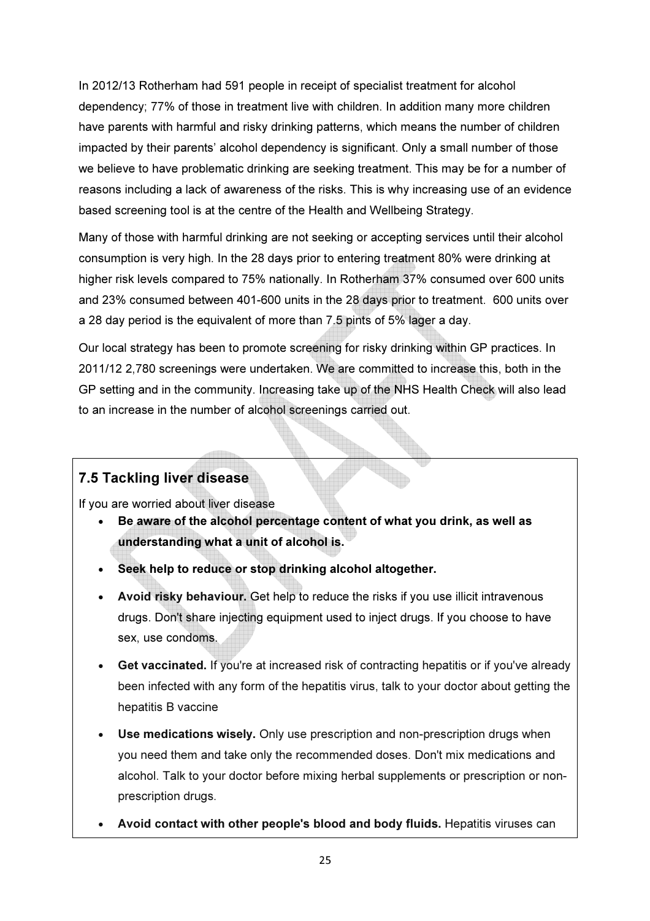In 2012/13 Rotherham had 591 people in receipt of specialist treatment for alcohol dependency; 77% of those in treatment live with children. In addition many more children have parents with harmful and risky drinking patterns, which means the number of children impacted by their parents' alcohol dependency is significant. Only a small number of those we believe to have problematic drinking are seeking treatment. This may be for a number of reasons including a lack of awareness of the risks. This is why increasing use of an evidence based screening tool is at the centre of the Health and Wellbeing Strategy.

Many of those with harmful drinking are not seeking or accepting services until their alcohol consumption is very high. In the 28 days prior to entering treatment 80% were drinking at higher risk levels compared to 75% nationally. In Rotherham 37% consumed over 600 units and 23% consumed between 401-600 units in the 28 days prior to treatment. 600 units over a 28 day period is the equivalent of more than 7.5 pints of 5% lager a day.

Our local strategy has been to promote screening for risky drinking within GP practices. In 2011/12 2,780 screenings were undertaken. We are committed to increase this, both in the GP setting and in the community. Increasing take up of the NHS Health Check will also lead to an increase in the number of alcohol screenings carried out.

### 7.5 Tackling liver disease

If you are worried about liver disease

- **Be aware of the alcohol percentage content of what you drink, as well as understanding what a unit of alcohol is.**
- **Seek help to reduce or stop drinking alcohol altogether.**
- **Avoid risky behaviour.** Get help to reduce the risks if you use illicit intravenous drugs. Don't share injecting equipment used to inject drugs. If you choose to have sex, use condoms.
- **Get vaccinated.** If you're at increased risk of contracting hepatitis or if you've already been infected with any form of the hepatitis virus, talk to your doctor about getting the hepatitis B vaccine
- **Use medications wisely.** Only use prescription and non-prescription drugs when you need them and take only the recommended doses. Don't mix medications and alcohol. Talk to your doctor before mixing herbal supplements or prescription or non-prescription drugs.
- **Avoid contact with other people's blood and body fluids.** Hepatitis viruses can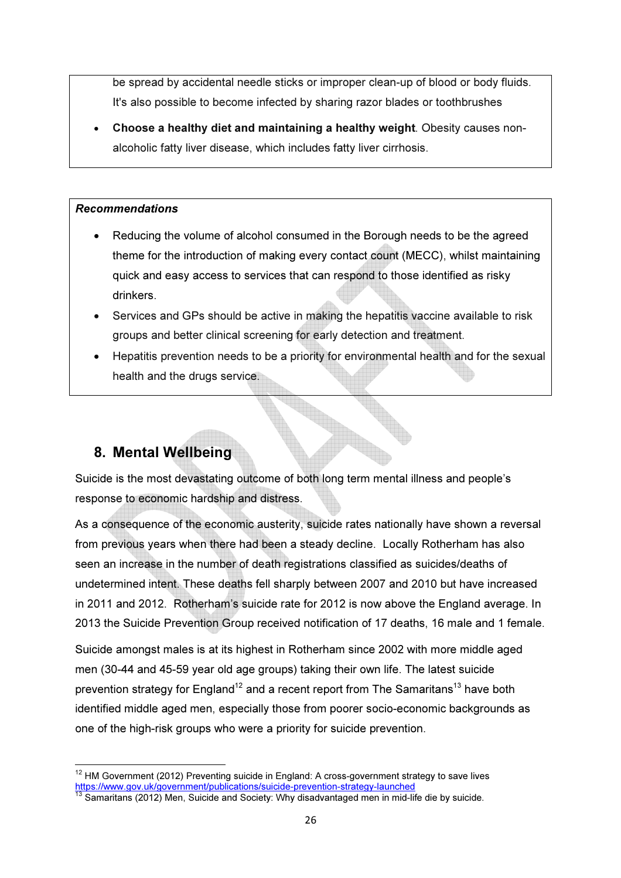be spread by accidental needle sticks or improper clean-up of blood or body fluids. It's also possible to become infected by sharing razor blades or toothbrushes

- **Choose a healthy diet and maintaining a healthy weight**. Obesity causes non-alcoholic fatty liver disease, which includes fatty liver cirrhosis.

***Recommendations***

- Reducing the volume of alcohol consumed in the Borough needs to be the agreed theme for the introduction of making every contact count (MECC), whilst maintaining quick and easy access to services that can respond to those identified as risky drinkers.
- Services and GPs should be active in making the hepatitis vaccine available to risk groups and better clinical screening for early detection and treatment.
- Hepatitis prevention needs to be a priority for environmental health and for the sexual health and the drugs service.

## 8. Mental Wellbeing

Suicide is the most devastating outcome of both long term mental illness and people's response to economic hardship and distress.

As a consequence of the economic austerity, suicide rates nationally have shown a reversal from previous years when there had been a steady decline. Locally Rotherham has also seen an increase in the number of death registrations classified as suicides/deaths of undetermined intent. These deaths fell sharply between 2007 and 2010 but have increased in 2011 and 2012. Rotherham's suicide rate for 2012 is now above the England average. In 2013 the Suicide Prevention Group received notification of 17 deaths, 16 male and 1 female.

Suicide amongst males is at its highest in Rotherham since 2002 with more middle aged men (30-44 and 45-59 year old age groups) taking their own life. The latest suicide prevention strategy for England[12] and a recent report from The Samaritans[13] have both identified middle aged men, especially those from poorer socio-economic backgrounds as one of the high-risk groups who were a priority for suicide prevention.

[12] HM Government (2012) Preventing suicide in England: A cross-government strategy to save lives https://www.gov.uk/government/publications/suicide-prevention-strategy-launched

[13] Samaritans (2012) Men, Suicide and Society: Why disadvantaged men in mid-life die by suicide.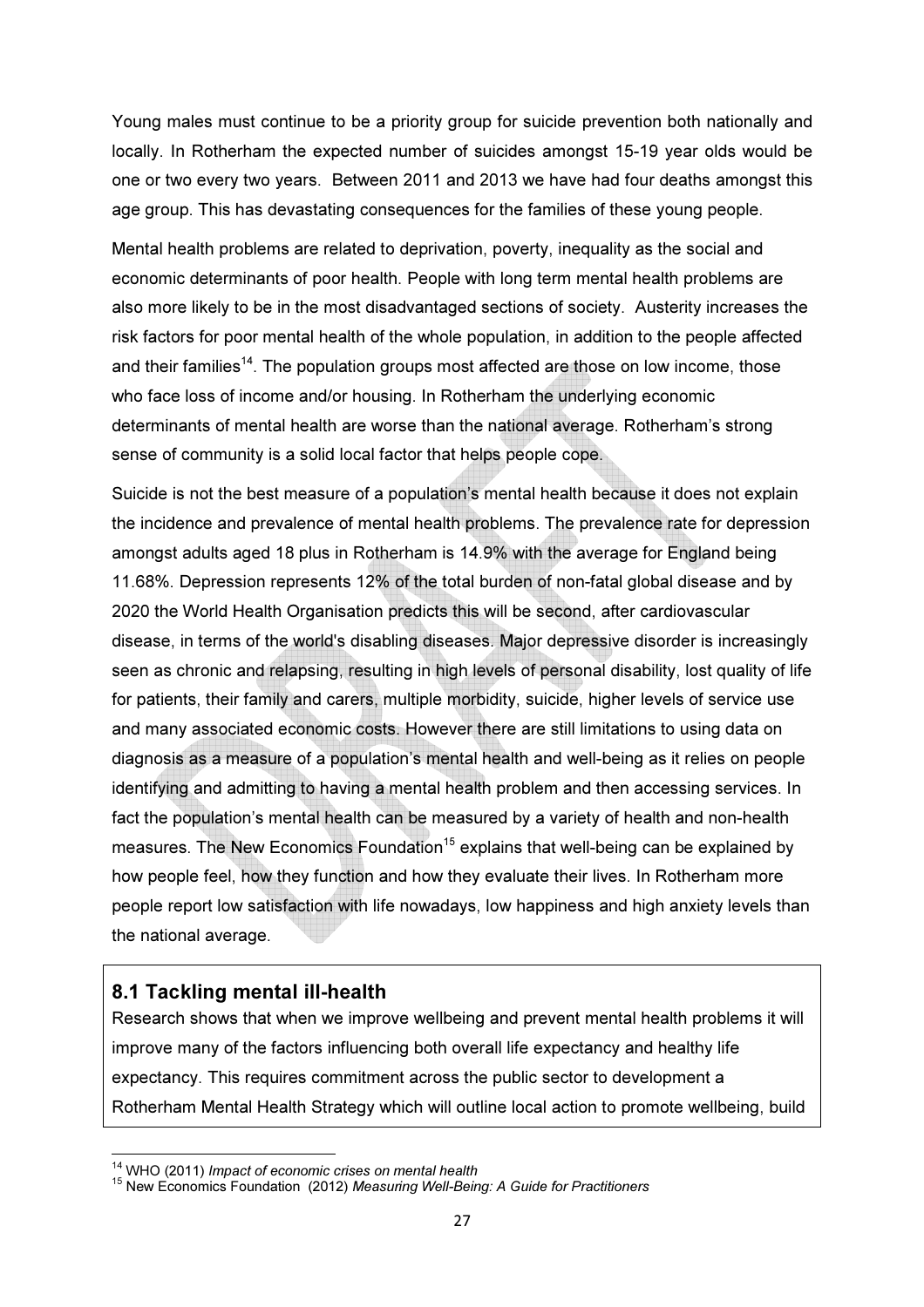Young males must continue to be a priority group for suicide prevention both nationally and locally. In Rotherham the expected number of suicides amongst 15-19 year olds would be one or two every two years. Between 2011 and 2013 we have had four deaths amongst this age group. This has devastating consequences for the families of these young people.

Mental health problems are related to deprivation, poverty, inequality as the social and economic determinants of poor health. People with long term mental health problems are also more likely to be in the most disadvantaged sections of society. Austerity increases the risk factors for poor mental health of the whole population, in addition to the people affected and their families[14]. The population groups most affected are those on low income, those who face loss of income and/or housing. In Rotherham the underlying economic determinants of mental health are worse than the national average. Rotherham's strong sense of community is a solid local factor that helps people cope.

Suicide is not the best measure of a population's mental health because it does not explain the incidence and prevalence of mental health problems. The prevalence rate for depression amongst adults aged 18 plus in Rotherham is 14.9% with the average for England being 11.68%. Depression represents 12% of the total burden of non-fatal global disease and by 2020 the World Health Organisation predicts this will be second, after cardiovascular disease, in terms of the world's disabling diseases. Major depressive disorder is increasingly seen as chronic and relapsing, resulting in high levels of personal disability, lost quality of life for patients, their family and carers, multiple morbidity, suicide, higher levels of service use and many associated economic costs. However there are still limitations to using data on diagnosis as a measure of a population's mental health and well-being as it relies on people identifying and admitting to having a mental health problem and then accessing services. In fact the population's mental health can be measured by a variety of health and non-health measures. The New Economics Foundation[15] explains that well-being can be explained by how people feel, how they function and how they evaluate their lives. In Rotherham more people report low satisfaction with life nowadays, low happiness and high anxiety levels than the national average.

## 8.1 Tackling mental ill-health

Research shows that when we improve wellbeing and prevent mental health problems it will improve many of the factors influencing both overall life expectancy and healthy life expectancy. This requires commitment across the public sector to development a Rotherham Mental Health Strategy which will outline local action to promote wellbeing, build

[14] WHO (2011) *Impact of economic crises on mental health*

[15] New Economics Foundation (2012) *Measuring Well-Being: A Guide for Practitioners*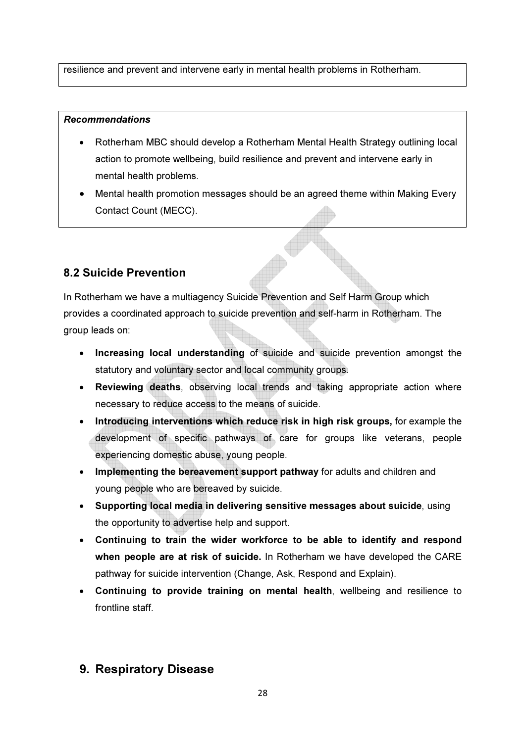resilience and prevent and intervene early in mental health problems in Rotherham.

***Recommendations***

- Rotherham MBC should develop a Rotherham Mental Health Strategy outlining local action to promote wellbeing, build resilience and prevent and intervene early in mental health problems.
- Mental health promotion messages should be an agreed theme within Making Every Contact Count (MECC).

## 8.2 Suicide Prevention

In Rotherham we have a multiagency Suicide Prevention and Self Harm Group which provides a coordinated approach to suicide prevention and self-harm in Rotherham. The group leads on:

- **Increasing local understanding** of suicide and suicide prevention amongst the statutory and voluntary sector and local community groups.
- **Reviewing deaths**, observing local trends and taking appropriate action where necessary to reduce access to the means of suicide.
- **Introducing interventions which reduce risk in high risk groups,** for example the development of specific pathways of care for groups like veterans, people experiencing domestic abuse, young people.
- **Implementing the bereavement support pathway** for adults and children and young people who are bereaved by suicide.
- **Supporting local media in delivering sensitive messages about suicide**, using the opportunity to advertise help and support.
- **Continuing to train the wider workforce to be able to identify and respond when people are at risk of suicide.** In Rotherham we have developed the CARE pathway for suicide intervention (Change, Ask, Respond and Explain).
- **Continuing to provide training on mental health**, wellbeing and resilience to frontline staff.

# 9. Respiratory Disease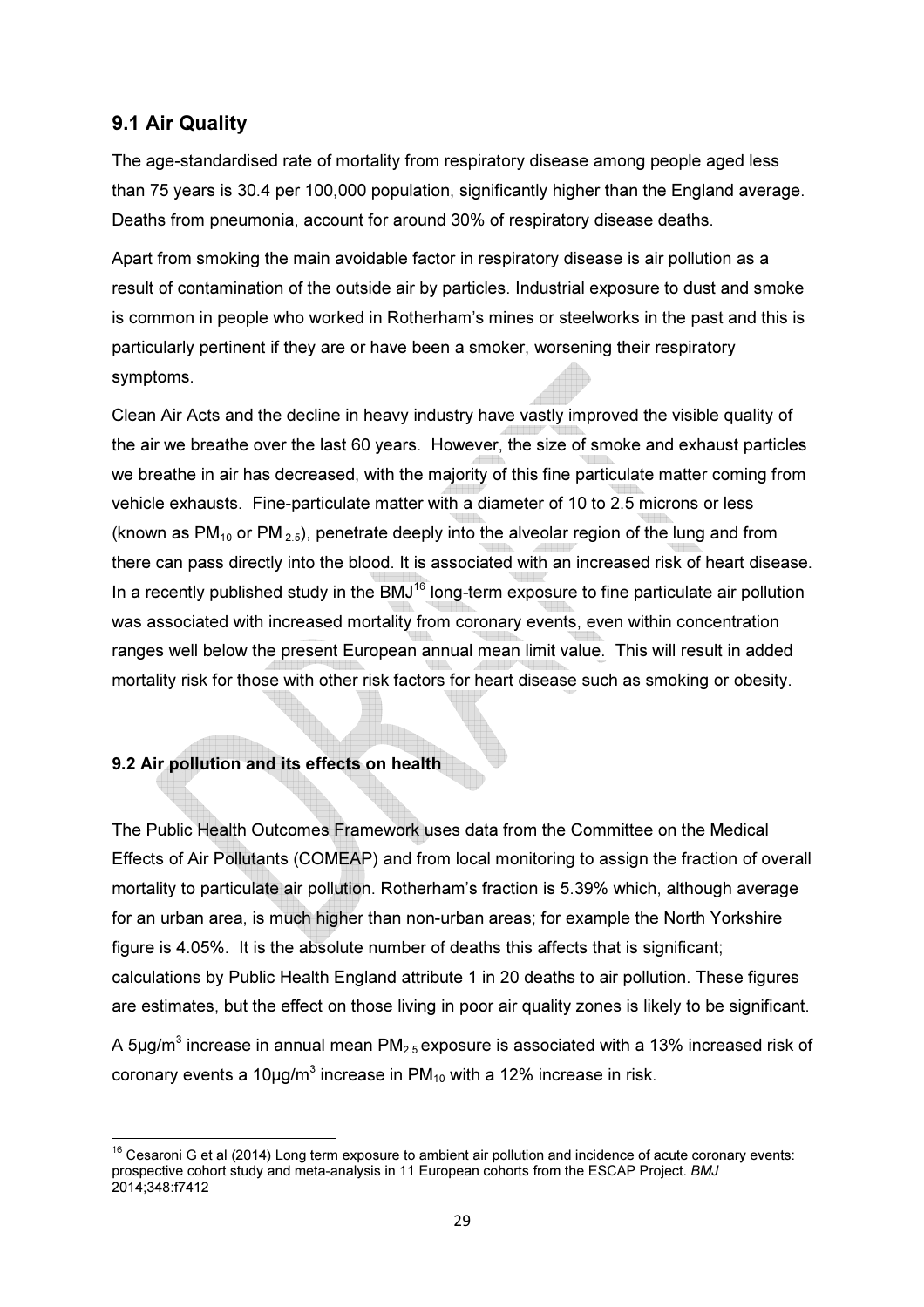## 9.1 Air Quality

The age-standardised rate of mortality from respiratory disease among people aged less than 75 years is 30.4 per 100,000 population, significantly higher than the England average. Deaths from pneumonia, account for around 30% of respiratory disease deaths.

Apart from smoking the main avoidable factor in respiratory disease is air pollution as a result of contamination of the outside air by particles. Industrial exposure to dust and smoke is common in people who worked in Rotherham's mines or steelworks in the past and this is particularly pertinent if they are or have been a smoker, worsening their respiratory symptoms.

Clean Air Acts and the decline in heavy industry have vastly improved the visible quality of the air we breathe over the last 60 years. However, the size of smoke and exhaust particles we breathe in air has decreased, with the majority of this fine particulate matter coming from vehicle exhausts. Fine-particulate matter with a diameter of 10 to 2.5 microns or less (known as $PM_{10}$ or $PM_{2.5}$), penetrate deeply into the alveolar region of the lung and from there can pass directly into the blood. It is associated with an increased risk of heart disease. In a recently published study in the BMJ[16] long-term exposure to fine particulate air pollution was associated with increased mortality from coronary events, even within concentration ranges well below the present European annual mean limit value. This will result in added mortality risk for those with other risk factors for heart disease such as smoking or obesity.

### 9.2 Air pollution and its effects on health

The Public Health Outcomes Framework uses data from the Committee on the Medical Effects of Air Pollutants (COMEAP) and from local monitoring to assign the fraction of overall mortality to particulate air pollution. Rotherham's fraction is 5.39% which, although average for an urban area, is much higher than non-urban areas; for example the North Yorkshire figure is 4.05%. It is the absolute number of deaths this affects that is significant; calculations by Public Health England attribute 1 in 20 deaths to air pollution. These figures are estimates, but the effect on those living in poor air quality zones is likely to be significant.

A 5μg/m$^3$ increase in annual mean $PM_{2.5}$ exposure is associated with a 13% increased risk of coronary events a 10μg/m$^3$ increase in $PM_{10}$ with a 12% increase in risk.

---

[16] Cesaroni G et al (2014) Long term exposure to ambient air pollution and incidence of acute coronary events: prospective cohort study and meta-analysis in 11 European cohorts from the ESCAP Project. *BMJ* 2014;348:f7412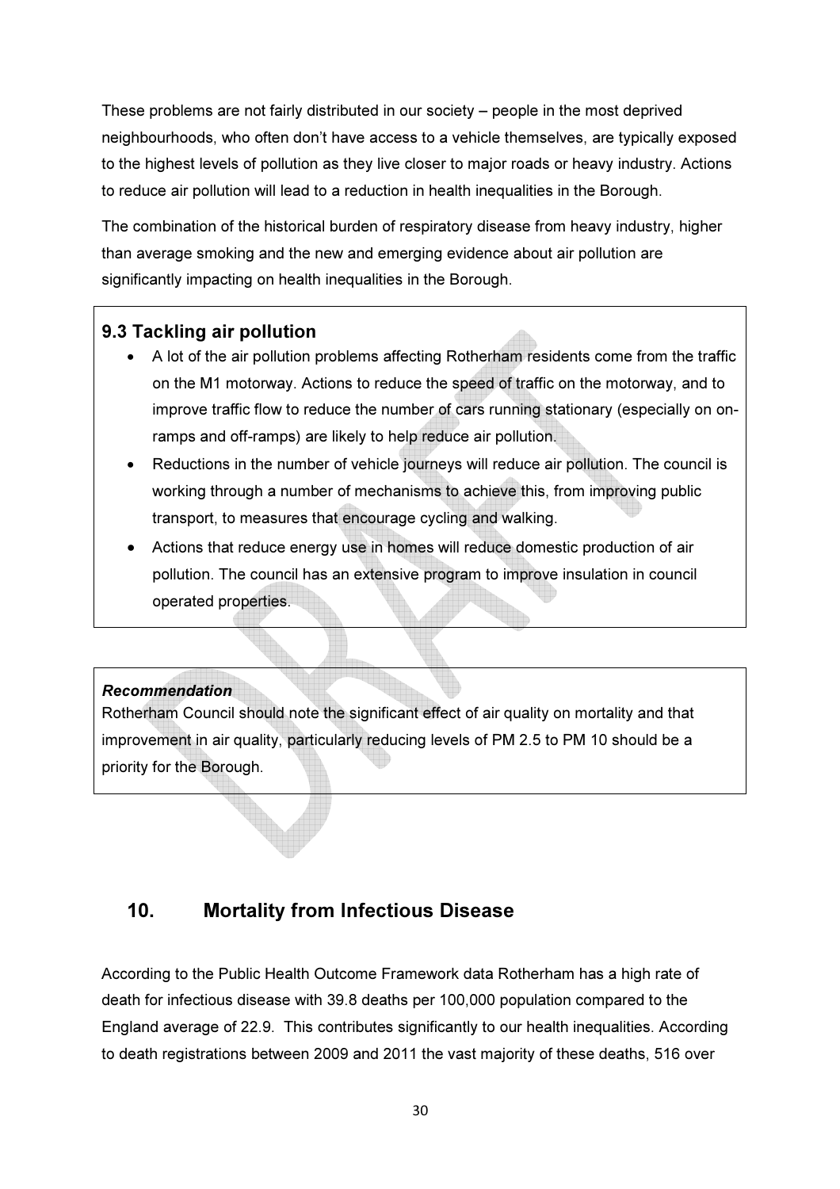These problems are not fairly distributed in our society – people in the most deprived neighbourhoods, who often don't have access to a vehicle themselves, are typically exposed to the highest levels of pollution as they live closer to major roads or heavy industry. Actions to reduce air pollution will lead to a reduction in health inequalities in the Borough.

The combination of the historical burden of respiratory disease from heavy industry, higher than average smoking and the new and emerging evidence about air pollution are significantly impacting on health inequalities in the Borough.

### 9.3 Tackling air pollution

- A lot of the air pollution problems affecting Rotherham residents come from the traffic on the M1 motorway. Actions to reduce the speed of traffic on the motorway, and to improve traffic flow to reduce the number of cars running stationary (especially on on-ramps and off-ramps) are likely to help reduce air pollution.
- Reductions in the number of vehicle journeys will reduce air pollution. The council is working through a number of mechanisms to achieve this, from improving public transport, to measures that encourage cycling and walking.
- Actions that reduce energy use in homes will reduce domestic production of air pollution. The council has an extensive program to improve insulation in council operated properties.

***Recommendation***
Rotherham Council should note the significant effect of air quality on mortality and that improvement in air quality, particularly reducing levels of PM 2.5 to PM 10 should be a priority for the Borough.

## 10. Mortality from Infectious Disease

According to the Public Health Outcome Framework data Rotherham has a high rate of death for infectious disease with 39.8 deaths per 100,000 population compared to the England average of 22.9. This contributes significantly to our health inequalities. According to death registrations between 2009 and 2011 the vast majority of these deaths, 516 over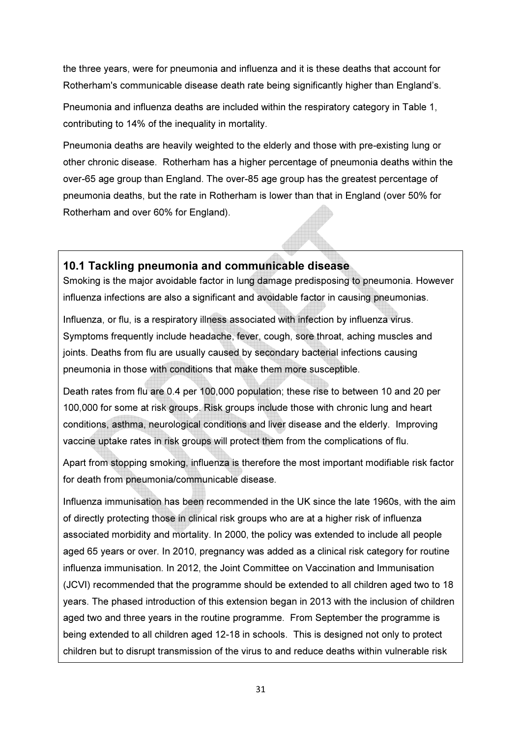the three years, were for pneumonia and influenza and it is these deaths that account for Rotherham's communicable disease death rate being significantly higher than England's.

Pneumonia and influenza deaths are included within the respiratory category in Table 1, contributing to 14% of the inequality in mortality.

Pneumonia deaths are heavily weighted to the elderly and those with pre-existing lung or other chronic disease. Rotherham has a higher percentage of pneumonia deaths within the over-65 age group than England. The over-85 age group has the greatest percentage of pneumonia deaths, but the rate in Rotherham is lower than that in England (over 50% for Rotherham and over 60% for England).

## 10.1 Tackling pneumonia and communicable disease

Smoking is the major avoidable factor in lung damage predisposing to pneumonia. However influenza infections are also a significant and avoidable factor in causing pneumonias.

Influenza, or flu, is a respiratory illness associated with infection by influenza virus. Symptoms frequently include headache, fever, cough, sore throat, aching muscles and joints. Deaths from flu are usually caused by secondary bacterial infections causing pneumonia in those with conditions that make them more susceptible.

Death rates from flu are 0.4 per 100,000 population; these rise to between 10 and 20 per 100,000 for some at risk groups. Risk groups include those with chronic lung and heart conditions, asthma, neurological conditions and liver disease and the elderly. Improving vaccine uptake rates in risk groups will protect them from the complications of flu.

Apart from stopping smoking, influenza is therefore the most important modifiable risk factor for death from pneumonia/communicable disease.

Influenza immunisation has been recommended in the UK since the late 1960s, with the aim of directly protecting those in clinical risk groups who are at a higher risk of influenza associated morbidity and mortality. In 2000, the policy was extended to include all people aged 65 years or over. In 2010, pregnancy was added as a clinical risk category for routine influenza immunisation. In 2012, the Joint Committee on Vaccination and Immunisation (JCVI) recommended that the programme should be extended to all children aged two to 18 years. The phased introduction of this extension began in 2013 with the inclusion of children aged two and three years in the routine programme. From September the programme is being extended to all children aged 12-18 in schools. This is designed not only to protect children but to disrupt transmission of the virus to and reduce deaths within vulnerable risk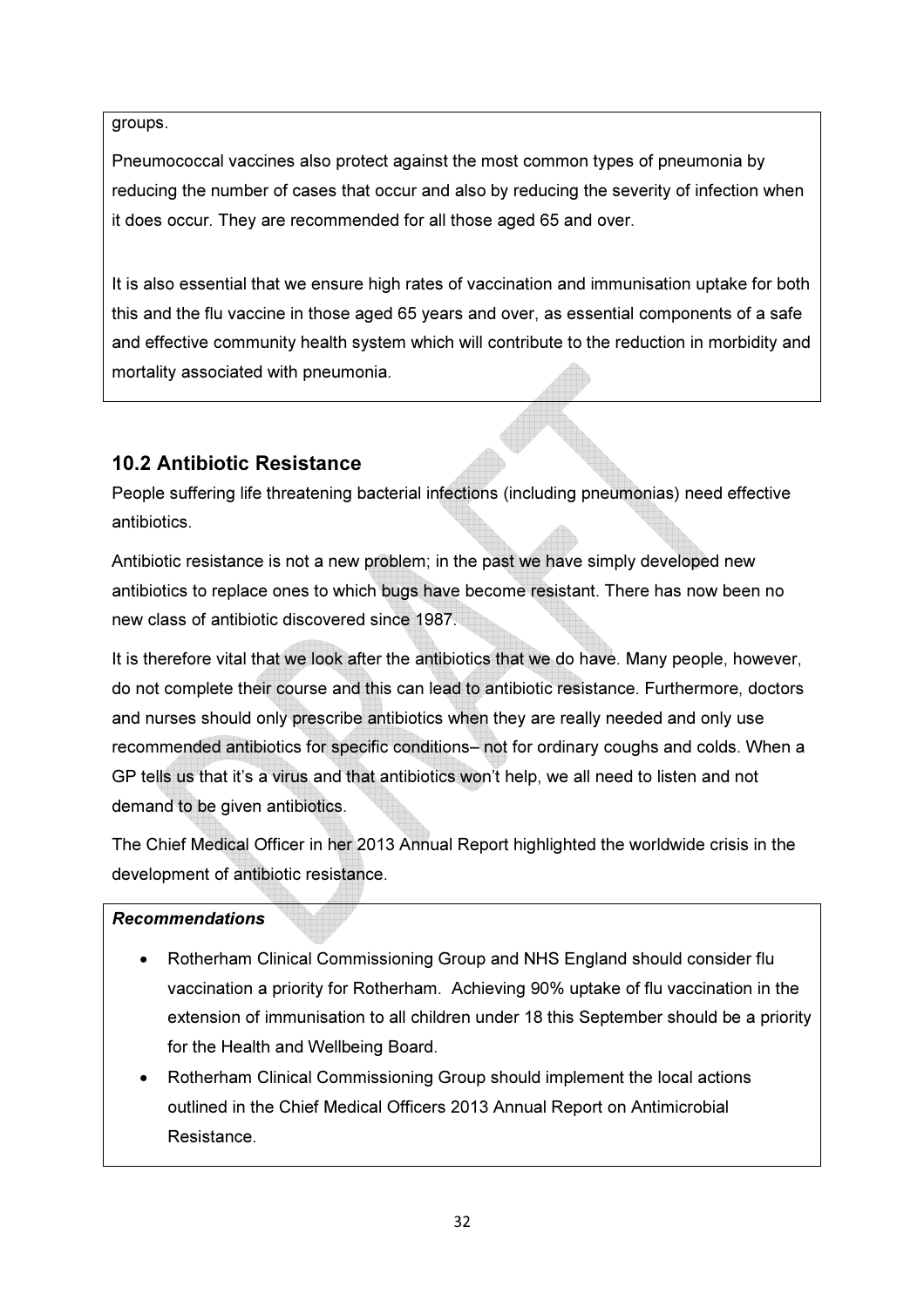groups.

Pneumococcal vaccines also protect against the most common types of pneumonia by reducing the number of cases that occur and also by reducing the severity of infection when it does occur. They are recommended for all those aged 65 and over.

It is also essential that we ensure high rates of vaccination and immunisation uptake for both this and the flu vaccine in those aged 65 years and over, as essential components of a safe and effective community health system which will contribute to the reduction in morbidity and mortality associated with pneumonia.

## 10.2 Antibiotic Resistance

People suffering life threatening bacterial infections (including pneumonias) need effective antibiotics.

Antibiotic resistance is not a new problem; in the past we have simply developed new antibiotics to replace ones to which bugs have become resistant. There has now been no new class of antibiotic discovered since 1987.

It is therefore vital that we look after the antibiotics that we do have. Many people, however, do not complete their course and this can lead to antibiotic resistance. Furthermore, doctors and nurses should only prescribe antibiotics when they are really needed and only use recommended antibiotics for specific conditions– not for ordinary coughs and colds. When a GP tells us that it's a virus and that antibiotics won't help, we all need to listen and not demand to be given antibiotics.

The Chief Medical Officer in her 2013 Annual Report highlighted the worldwide crisis in the development of antibiotic resistance.

***Recommendations***

- Rotherham Clinical Commissioning Group and NHS England should consider flu vaccination a priority for Rotherham. Achieving 90% uptake of flu vaccination in the extension of immunisation to all children under 18 this September should be a priority for the Health and Wellbeing Board.
- Rotherham Clinical Commissioning Group should implement the local actions outlined in the Chief Medical Officers 2013 Annual Report on Antimicrobial Resistance.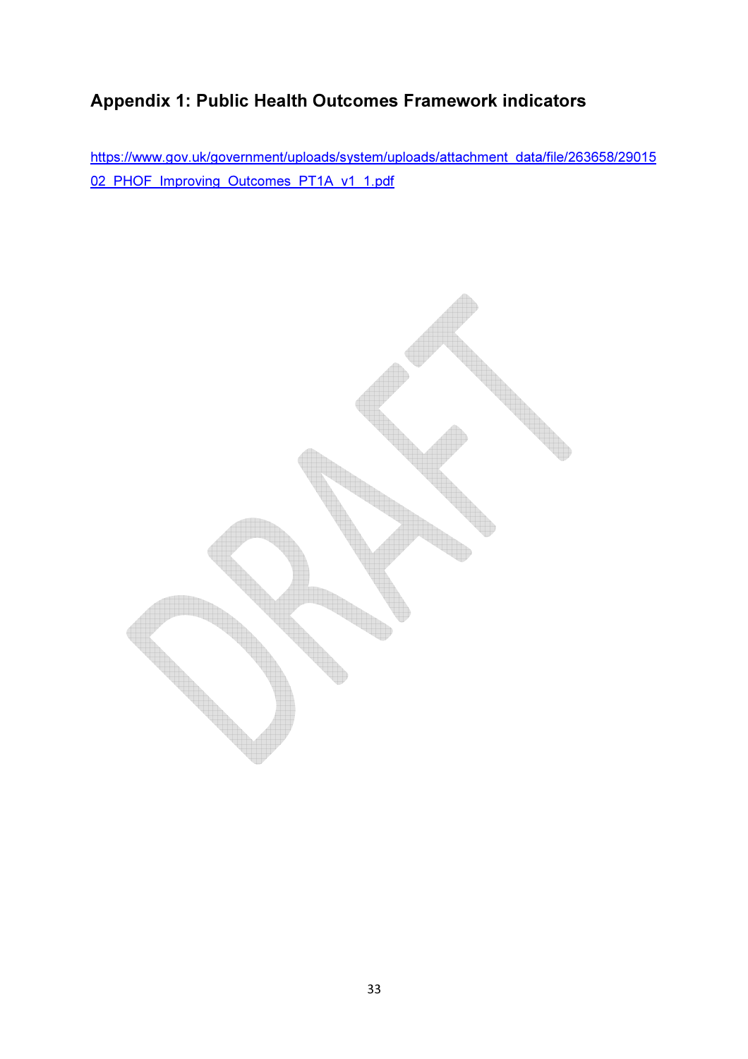## Appendix 1: Public Health Outcomes Framework indicators

https://www.gov.uk/government/uploads/system/uploads/attachment_data/file/263658/2901502_PHOF_Improving_Outcomes_PT1A_v1_1.pdf